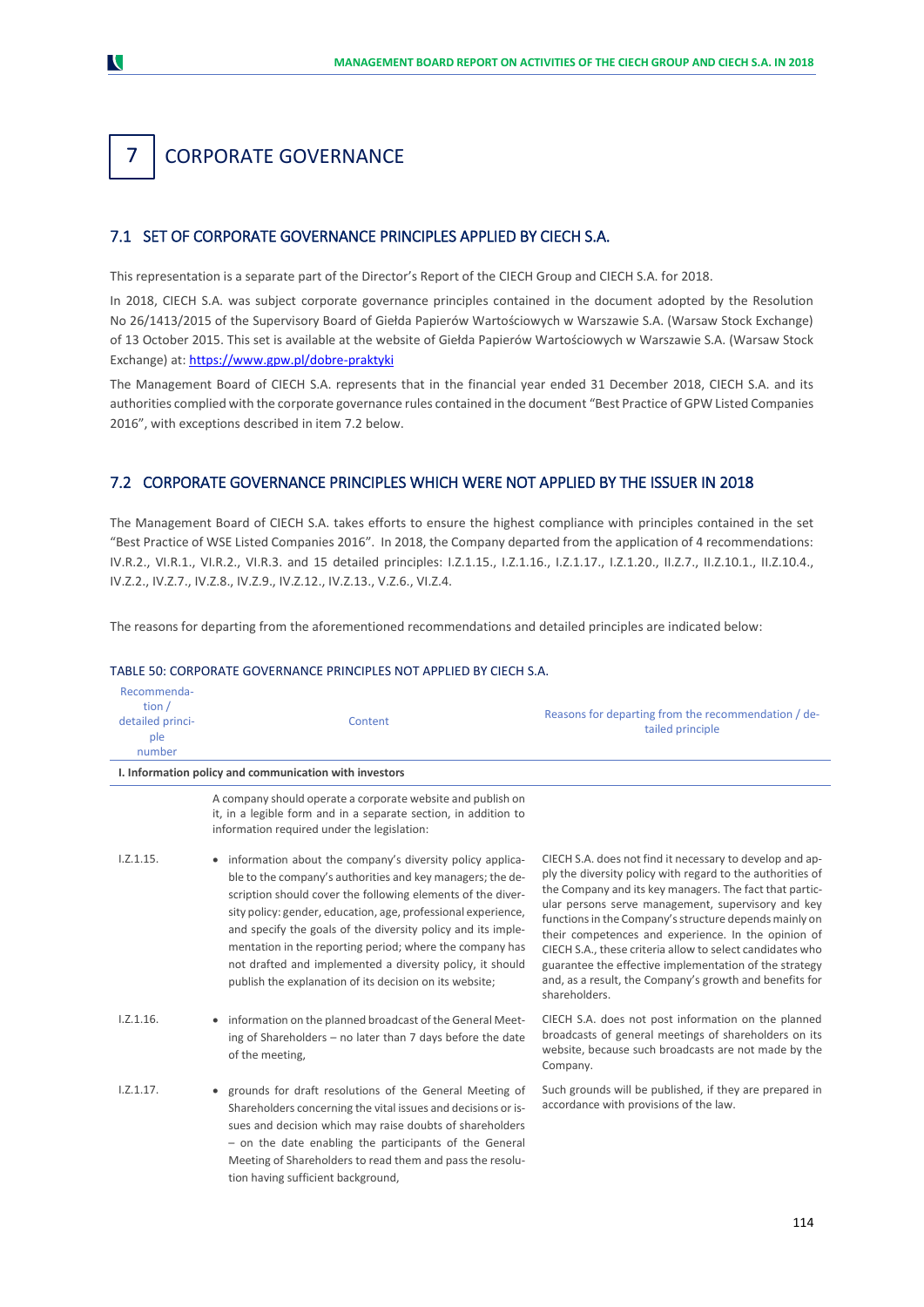# 7 CORPORATE GOVERNANCE

## 7.1 SET OF CORPORATE GOVERNANCE PRINCIPLES APPLIED BY CIECH S.A.

This representation is a separate part of the Director's Report of the CIECH Group and CIECH S.A. for 2018.

In 2018, CIECH S.A. was subject corporate governance principles contained in the document adopted by the Resolution No 26/1413/2015 of the Supervisory Board of Giełda Papierów Wartościowych w Warszawie S.A. (Warsaw Stock Exchange) of 13 October 2015. This set is available at the website of Giełda Papierów Wartościowych w Warszawie S.A. (Warsaw Stock Exchange) at: https://www.gpw.pl/dobre-praktyki

The Management Board of CIECH S.A. represents that in the financial year ended 31 December 2018, CIECH S.A. and its authorities complied with the corporate governance rules contained in the document "Best Practice of GPW Listed Companies 2016", with exceptions described in item 7.2 below.

## 7.2 CORPORATE GOVERNANCE PRINCIPLES WHICH WERE NOT APPLIED BY THE ISSUER IN 2018

The Management Board of CIECH S.A. takes efforts to ensure the highest compliance with principles contained in the set "Best Practice of WSE Listed Companies 2016". In 2018, the Company departed from the application of 4 recommendations: IV.R.2., VI.R.1., VI.R.2., VI.R.3. and 15 detailed principles: I.Z.1.15., I.Z.1.16., I.Z.1.17., I.Z.1.20., II.Z.7., II.Z.10.1., II.Z.10.4., IV.Z.2., IV.Z.7., IV.Z.8., IV.Z.9., IV.Z.12., IV.Z.13., V.Z.6., VI.Z.4.

The reasons for departing from the aforementioned recommendations and detailed principles are indicated below:

TABLE 50: CORPORATE GOVERNANCE PRINCIPLES NOT APPLIED BY CIECH S.A.

| Recommendation / detailed principle number | Content | Reasons for departing from the recommendation / detailed principle |
|---|---|---|
| **I. Information policy and communication with investors** | | |
| | A company should operate a corporate website and publish on it, in a legible form and in a separate section, in addition to information required under the legislation: | |
| I.Z.1.15. | • information about the company's diversity policy applicable to the company's authorities and key managers; the description should cover the following elements of the diversity policy: gender, education, age, professional experience, and specify the goals of the diversity policy and its implementation in the reporting period; where the company has not drafted and implemented a diversity policy, it should publish the explanation of its decision on its website; | CIECH S.A. does not find it necessary to develop and apply the diversity policy with regard to the authorities of the Company and its key managers. The fact that particular persons serve management, supervisory and key functions in the Company's structure depends mainly on their competences and experience. In the opinion of CIECH S.A., these criteria allow to select candidates who guarantee the effective implementation of the strategy and, as a result, the Company's growth and benefits for shareholders. |
| I.Z.1.16. | • information on the planned broadcast of the General Meeting of Shareholders – no later than 7 days before the date of the meeting, | CIECH S.A. does not post information on the planned broadcasts of general meetings of shareholders on its website, because such broadcasts are not made by the Company. |
| I.Z.1.17. | • grounds for draft resolutions of the General Meeting of Shareholders concerning the vital issues and decisions or issues and decision which may raise doubts of shareholders – on the date enabling the participants of the General Meeting of Shareholders to read them and pass the resolution having sufficient background, | Such grounds will be published, if they are prepared in accordance with provisions of the law. |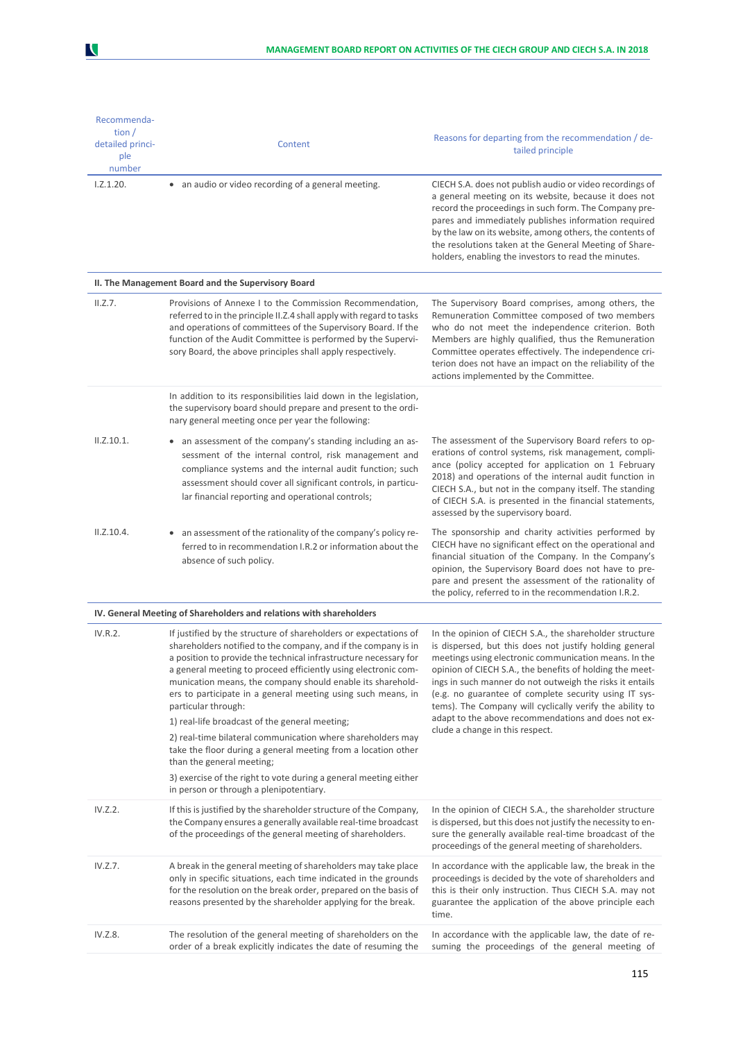| Recommendation / detailed principle number | Content | Reasons for departing from the recommendation / detailed principle |
|---|---|---|
| I.Z.1.20. | • an audio or video recording of a general meeting. | CIECH S.A. does not publish audio or video recordings of a general meeting on its website, because it does not record the proceedings in such form. The Company prepares and immediately publishes information required by the law on its website, among others, the contents of the resolutions taken at the General Meeting of Shareholders, enabling the investors to read the minutes. |
| **II. The Management Board and the Supervisory Board** | | |
| II.Z.7. | Provisions of Annexe I to the Commission Recommendation, referred to in the principle II.Z.4 shall apply with regard to tasks and operations of committees of the Supervisory Board. If the function of the Audit Committee is performed by the Supervisory Board, the above principles shall apply respectively. | The Supervisory Board comprises, among others, the Remuneration Committee composed of two members who do not meet the independence criterion. Both Members are highly qualified, thus the Remuneration Committee operates effectively. The independence criterion does not have an impact on the reliability of the actions implemented by the Committee. |
| | In addition to its responsibilities laid down in the legislation, the supervisory board should prepare and present to the ordinary general meeting once per year the following: | |
| II.Z.10.1. | • an assessment of the company's standing including an assessment of the internal control, risk management and compliance systems and the internal audit function; such assessment should cover all significant controls, in particular financial reporting and operational controls; | The assessment of the Supervisory Board refers to operations of control systems, risk management, compliance (policy accepted for application on 1 February 2018) and operations of the internal audit function in CIECH S.A., but not in the company itself. The standing of CIECH S.A. is presented in the financial statements, assessed by the supervisory board. |
| II.Z.10.4. | • an assessment of the rationality of the company's policy referred to in recommendation I.R.2 or information about the absence of such policy. | The sponsorship and charity activities performed by CIECH have no significant effect on the operational and financial situation of the Company. In the Company's opinion, the Supervisory Board does not have to prepare and present the assessment of the rationality of the policy, referred to in the recommendation I.R.2. |
| **IV. General Meeting of Shareholders and relations with shareholders** | | |
| IV.R.2. | If justified by the structure of shareholders or expectations of shareholders notified to the company, and if the company is in a position to provide the technical infrastructure necessary for a general meeting to proceed efficiently using electronic communication means, the company should enable its shareholders to participate in a general meeting using such means, in particular through:<br>1) real-life broadcast of the general meeting;<br>2) real-time bilateral communication where shareholders may take the floor during a general meeting from a location other than the general meeting;<br>3) exercise of the right to vote during a general meeting either in person or through a plenipotentiary. | In the opinion of CIECH S.A., the shareholder structure is dispersed, but this does not justify holding general meetings using electronic communication means. In the opinion of CIECH S.A., the benefits of holding the meetings in such manner do not outweigh the risks it entails (e.g. no guarantee of complete security using IT systems). The Company will cyclically verify the ability to adapt to the above recommendations and does not exclude a change in this respect. |
| IV.Z.2. | If this is justified by the shareholder structure of the Company, the Company ensures a generally available real-time broadcast of the proceedings of the general meeting of shareholders. | In the opinion of CIECH S.A., the shareholder structure is dispersed, but this does not justify the necessity to ensure the generally available real-time broadcast of the proceedings of the general meeting of shareholders. |
| IV.Z.7. | A break in the general meeting of shareholders may take place only in specific situations, each time indicated in the grounds for the resolution on the break order, prepared on the basis of reasons presented by the shareholder applying for the break. | In accordance with the applicable law, the break in the proceedings is decided by the vote of shareholders and this is their only instruction. Thus CIECH S.A. may not guarantee the application of the above principle each time. |
| IV.Z.8. | The resolution of the general meeting of shareholders on the order of a break explicitly indicates the date of resuming the | In accordance with the applicable law, the date of resuming the proceedings of the general meeting of |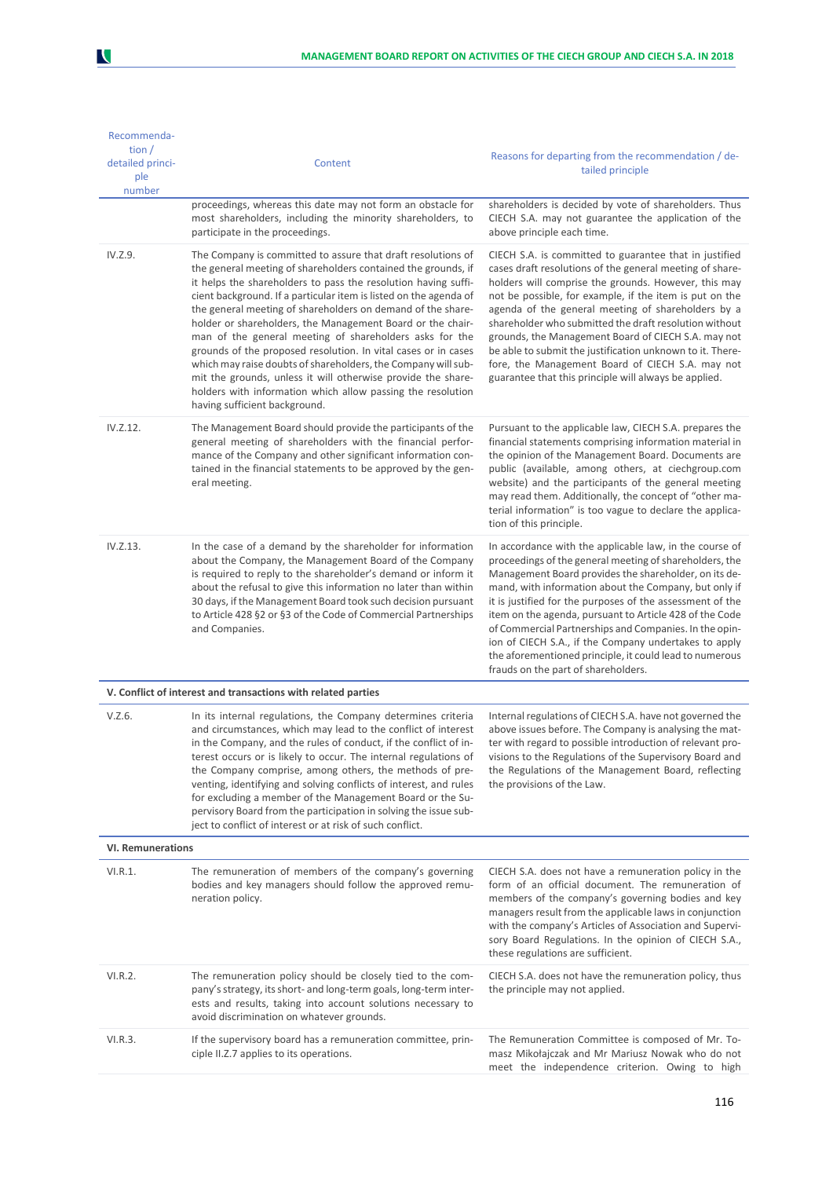| Recommendation / detailed principle number | Content | Reasons for departing from the recommendation / detailed principle |
|---|---|---|
| | proceedings, whereas this date may not form an obstacle for most shareholders, including the minority shareholders, to participate in the proceedings. | shareholders is decided by vote of shareholders. Thus CIECH S.A. may not guarantee the application of the above principle each time. |
| IV.Z.9. | The Company is committed to assure that draft resolutions of the general meeting of shareholders contained the grounds, if it helps the shareholders to pass the resolution having sufficient background. If a particular item is listed on the agenda of the general meeting of shareholders on demand of the shareholder or shareholders, the Management Board or the chairman of the general meeting of shareholders asks for the grounds of the proposed resolution. In vital cases or in cases which may raise doubts of shareholders, the Company will submit the grounds, unless it will otherwise provide the shareholders with information which allow passing the resolution having sufficient background. | CIECH S.A. is committed to guarantee that in justified cases draft resolutions of the general meeting of shareholders will comprise the grounds. However, this may not be possible, for example, if the item is put on the agenda of the general meeting of shareholders by a shareholder who submitted the draft resolution without grounds, the Management Board of CIECH S.A. may not be able to submit the justification unknown to it. Therefore, the Management Board of CIECH S.A. may not guarantee that this principle will always be applied. |
| IV.Z.12. | The Management Board should provide the participants of the general meeting of shareholders with the financial performance of the Company and other significant information contained in the financial statements to be approved by the general meeting. | Pursuant to the applicable law, CIECH S.A. prepares the financial statements comprising information material in the opinion of the Management Board. Documents are public (available, among others, at ciechgroup.com website) and the participants of the general meeting may read them. Additionally, the concept of "other material information" is too vague to declare the application of this principle. |
| IV.Z.13. | In the case of a demand by the shareholder for information about the Company, the Management Board of the Company is required to reply to the shareholder's demand or inform it about the refusal to give this information no later than within 30 days, if the Management Board took such decision pursuant to Article 428 §2 or §3 of the Code of Commercial Partnerships and Companies. | In accordance with the applicable law, in the course of proceedings of the general meeting of shareholders, the Management Board provides the shareholder, on its demand, with information about the Company, but only if it is justified for the purposes of the assessment of the item on the agenda, pursuant to Article 428 of the Code of Commercial Partnerships and Companies. In the opinion of CIECH S.A., if the Company undertakes to apply the aforementioned principle, it could lead to numerous frauds on the part of shareholders. |
| **V. Conflict of interest and transactions with related parties** | | |
| V.Z.6. | In its internal regulations, the Company determines criteria and circumstances, which may lead to the conflict of interest in the Company, and the rules of conduct, if the conflict of interest occurs or is likely to occur. The internal regulations of the Company comprise, among others, the methods of preventing, identifying and solving conflicts of interest, and rules for excluding a member of the Management Board or the Supervisory Board from the participation in solving the issue subject to conflict of interest or at risk of such conflict. | Internal regulations of CIECH S.A. have not governed the above issues before. The Company is analysing the matter with regard to possible introduction of relevant provisions to the Regulations of the Supervisory Board and the Regulations of the Management Board, reflecting the provisions of the Law. |
| **VI. Remunerations** | | |
| VI.R.1. | The remuneration of members of the company's governing bodies and key managers should follow the approved remuneration policy. | CIECH S.A. does not have a remuneration policy in the form of an official document. The remuneration of members of the company's governing bodies and key managers result from the applicable laws in conjunction with the company's Articles of Association and Supervisory Board Regulations. In the opinion of CIECH S.A., these regulations are sufficient. |
| VI.R.2. | The remuneration policy should be closely tied to the company's strategy, its short- and long-term goals, long-term interests and results, taking into account solutions necessary to avoid discrimination on whatever grounds. | CIECH S.A. does not have the remuneration policy, thus the principle may not applied. |
| VI.R.3. | If the supervisory board has a remuneration committee, principle II.Z.7 applies to its operations. | The Remuneration Committee is composed of Mr. Tomasz Mikołajczak and Mr Mariusz Nowak who do not meet the independence criterion. Owing to high |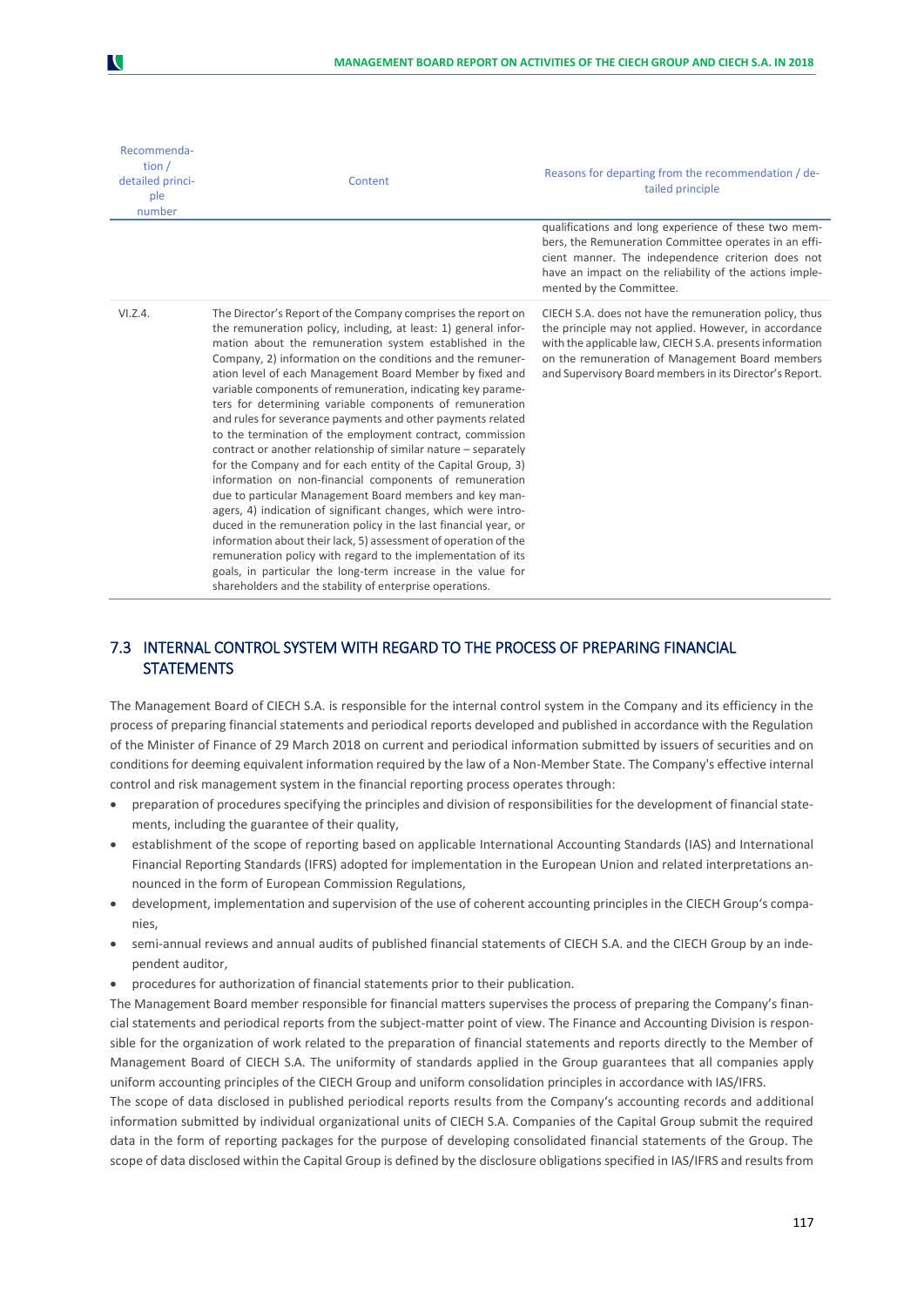| Recommendation / detailed principle number | Content | Reasons for departing from the recommendation / detailed principle |
|---|---|---|
| | | qualifications and long experience of these two members, the Remuneration Committee operates in an efficient manner. The independence criterion does not have an impact on the reliability of the actions implemented by the Committee. |
| VI.Z.4. | The Director's Report of the Company comprises the report on the remuneration policy, including, at least: 1) general information about the remuneration system established in the Company, 2) information on the conditions and the remuneration level of each Management Board Member by fixed and variable components of remuneration, indicating key parameters for determining variable components of remuneration and rules for severance payments and other payments related to the termination of the employment contract, commission contract or another relationship of similar nature – separately for the Company and for each entity of the Capital Group, 3) information on non-financial components of remuneration due to particular Management Board members and key managers, 4) indication of significant changes, which were introduced in the remuneration policy in the last financial year, or information about their lack, 5) assessment of operation of the remuneration policy with regard to the implementation of its goals, in particular the long-term increase in the value for shareholders and the stability of enterprise operations. | CIECH S.A. does not have the remuneration policy, thus the principle may not applied. However, in accordance with the applicable law, CIECH S.A. presents information on the remuneration of Management Board members and Supervisory Board members in its Director's Report. |

## 7.3 INTERNAL CONTROL SYSTEM WITH REGARD TO THE PROCESS OF PREPARING FINANCIAL STATEMENTS

The Management Board of CIECH S.A. is responsible for the internal control system in the Company and its efficiency in the process of preparing financial statements and periodical reports developed and published in accordance with the Regulation of the Minister of Finance of 29 March 2018 on current and periodical information submitted by issuers of securities and on conditions for deeming equivalent information required by the law of a Non-Member State. The Company's effective internal control and risk management system in the financial reporting process operates through:

- preparation of procedures specifying the principles and division of responsibilities for the development of financial statements, including the guarantee of their quality,
- establishment of the scope of reporting based on applicable International Accounting Standards (IAS) and International Financial Reporting Standards (IFRS) adopted for implementation in the European Union and related interpretations announced in the form of European Commission Regulations,
- development, implementation and supervision of the use of coherent accounting principles in the CIECH Group's companies,
- semi-annual reviews and annual audits of published financial statements of CIECH S.A. and the CIECH Group by an independent auditor,
- procedures for authorization of financial statements prior to their publication.

The Management Board member responsible for financial matters supervises the process of preparing the Company's financial statements and periodical reports from the subject-matter point of view. The Finance and Accounting Division is responsible for the organization of work related to the preparation of financial statements and reports directly to the Member of Management Board of CIECH S.A. The uniformity of standards applied in the Group guarantees that all companies apply uniform accounting principles of the CIECH Group and uniform consolidation principles in accordance with IAS/IFRS.

The scope of data disclosed in published periodical reports results from the Company's accounting records and additional information submitted by individual organizational units of CIECH S.A. Companies of the Capital Group submit the required data in the form of reporting packages for the purpose of developing consolidated financial statements of the Group. The scope of data disclosed within the Capital Group is defined by the disclosure obligations specified in IAS/IFRS and results from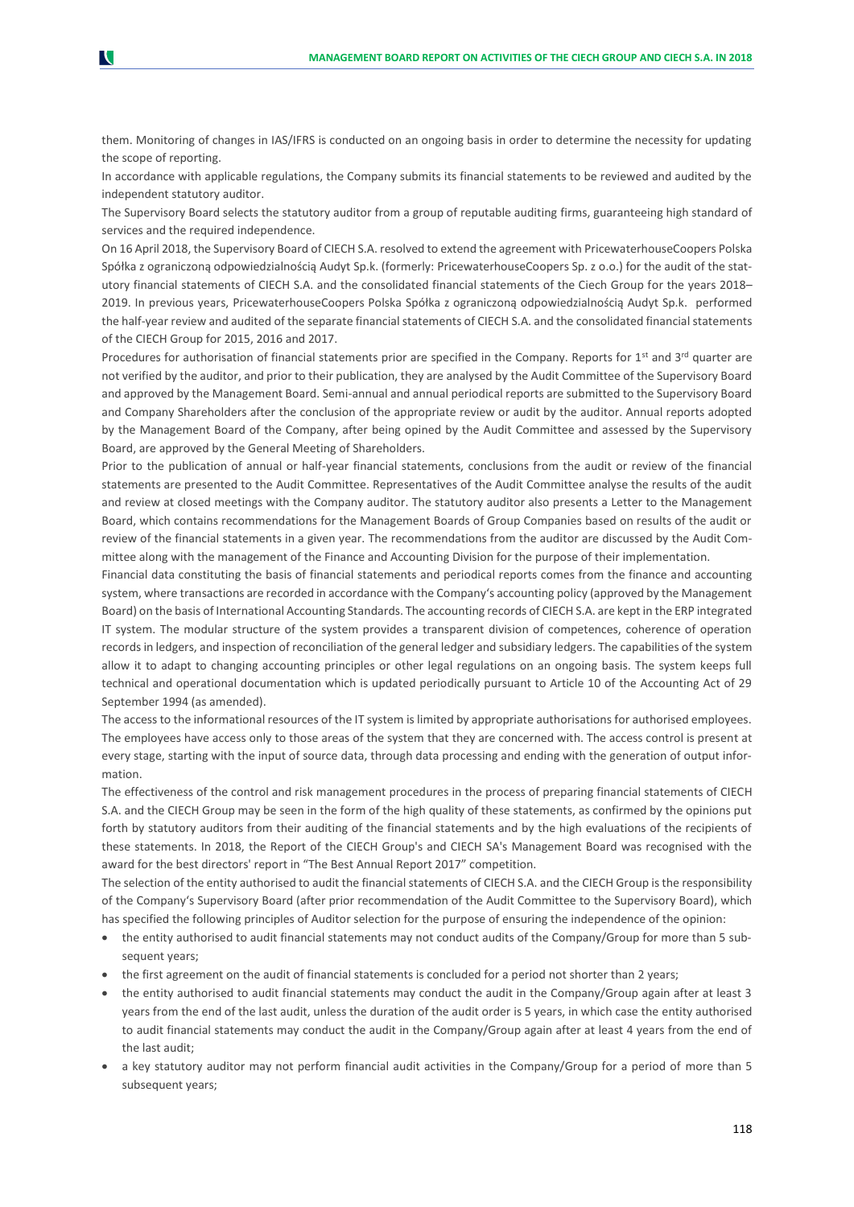them. Monitoring of changes in IAS/IFRS is conducted on an ongoing basis in order to determine the necessity for updating the scope of reporting.

In accordance with applicable regulations, the Company submits its financial statements to be reviewed and audited by the independent statutory auditor.

The Supervisory Board selects the statutory auditor from a group of reputable auditing firms, guaranteeing high standard of services and the required independence.

On 16 April 2018, the Supervisory Board of CIECH S.A. resolved to extend the agreement with PricewaterhouseCoopers Polska Spółka z ograniczoną odpowiedzialnością Audyt Sp.k. (formerly: PricewaterhouseCoopers Sp. z o.o.) for the audit of the statutory financial statements of CIECH S.A. and the consolidated financial statements of the Ciech Group for the years 2018–2019. In previous years, PricewaterhouseCoopers Polska Spółka z ograniczoną odpowiedzialnością Audyt Sp.k. performed the half-year review and audited of the separate financial statements of CIECH S.A. and the consolidated financial statements of the CIECH Group for 2015, 2016 and 2017.

Procedures for authorisation of financial statements prior are specified in the Company. Reports for 1st and 3rd quarter are not verified by the auditor, and prior to their publication, they are analysed by the Audit Committee of the Supervisory Board and approved by the Management Board. Semi-annual and annual periodical reports are submitted to the Supervisory Board and Company Shareholders after the conclusion of the appropriate review or audit by the auditor. Annual reports adopted by the Management Board of the Company, after being opined by the Audit Committee and assessed by the Supervisory Board, are approved by the General Meeting of Shareholders.

Prior to the publication of annual or half-year financial statements, conclusions from the audit or review of the financial statements are presented to the Audit Committee. Representatives of the Audit Committee analyse the results of the audit and review at closed meetings with the Company auditor. The statutory auditor also presents a Letter to the Management Board, which contains recommendations for the Management Boards of Group Companies based on results of the audit or review of the financial statements in a given year. The recommendations from the auditor are discussed by the Audit Committee along with the management of the Finance and Accounting Division for the purpose of their implementation.

Financial data constituting the basis of financial statements and periodical reports comes from the finance and accounting system, where transactions are recorded in accordance with the Company's accounting policy (approved by the Management Board) on the basis of International Accounting Standards. The accounting records of CIECH S.A. are kept in the ERP integrated IT system. The modular structure of the system provides a transparent division of competences, coherence of operation records in ledgers, and inspection of reconciliation of the general ledger and subsidiary ledgers. The capabilities of the system allow it to adapt to changing accounting principles or other legal regulations on an ongoing basis. The system keeps full technical and operational documentation which is updated periodically pursuant to Article 10 of the Accounting Act of 29 September 1994 (as amended).

The access to the informational resources of the IT system is limited by appropriate authorisations for authorised employees. The employees have access only to those areas of the system that they are concerned with. The access control is present at every stage, starting with the input of source data, through data processing and ending with the generation of output information.

The effectiveness of the control and risk management procedures in the process of preparing financial statements of CIECH S.A. and the CIECH Group may be seen in the form of the high quality of these statements, as confirmed by the opinions put forth by statutory auditors from their auditing of the financial statements and by the high evaluations of the recipients of these statements. In 2018, the Report of the CIECH Group's and CIECH SA's Management Board was recognised with the award for the best directors' report in "The Best Annual Report 2017" competition.

The selection of the entity authorised to audit the financial statements of CIECH S.A. and the CIECH Group is the responsibility of the Company's Supervisory Board (after prior recommendation of the Audit Committee to the Supervisory Board), which has specified the following principles of Auditor selection for the purpose of ensuring the independence of the opinion:

- the entity authorised to audit financial statements may not conduct audits of the Company/Group for more than 5 subsequent years;
- the first agreement on the audit of financial statements is concluded for a period not shorter than 2 years;
- the entity authorised to audit financial statements may conduct the audit in the Company/Group again after at least 3 years from the end of the last audit, unless the duration of the audit order is 5 years, in which case the entity authorised to audit financial statements may conduct the audit in the Company/Group again after at least 4 years from the end of the last audit;
- a key statutory auditor may not perform financial audit activities in the Company/Group for a period of more than 5 subsequent years;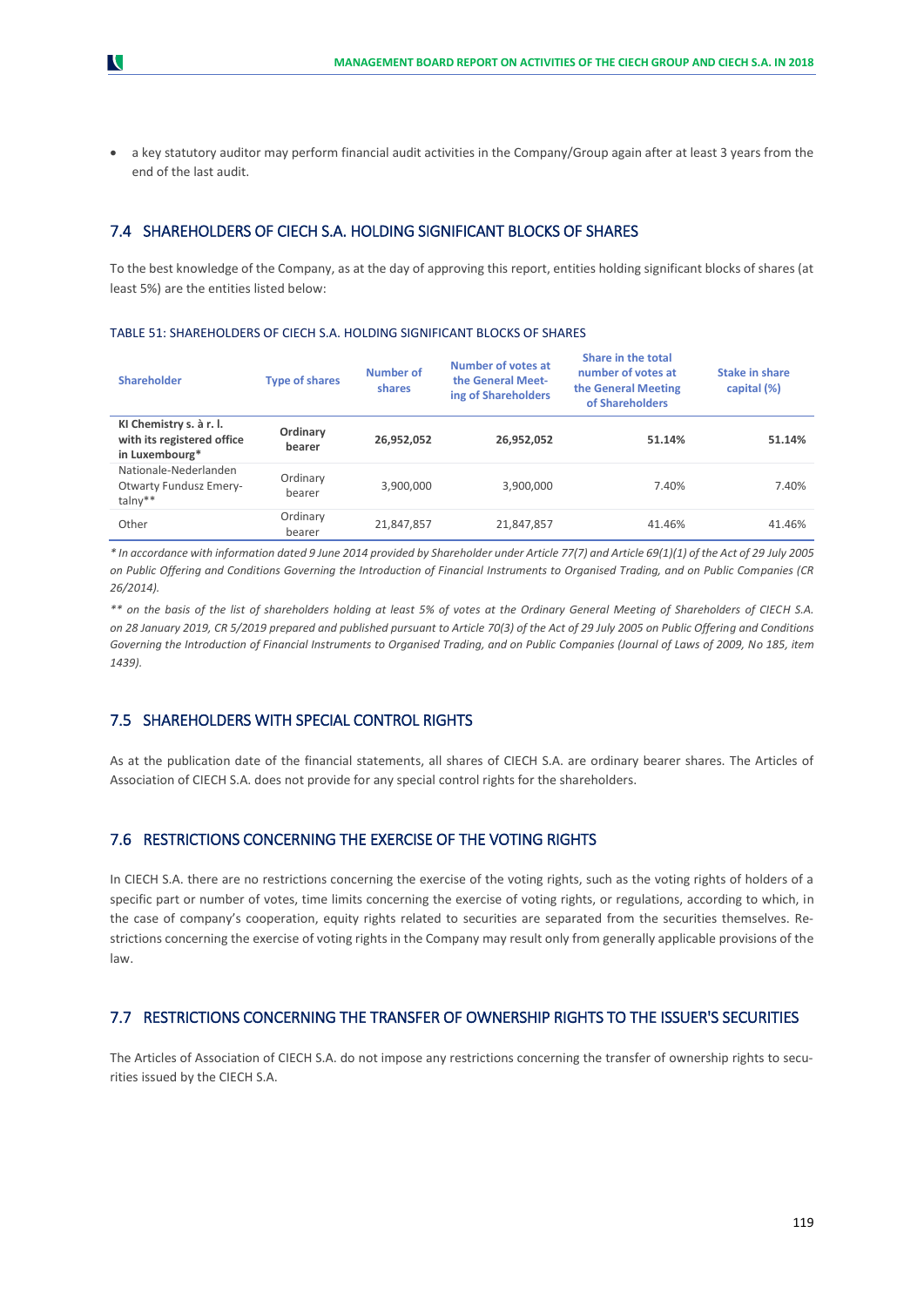- a key statutory auditor may perform financial audit activities in the Company/Group again after at least 3 years from the end of the last audit.

## 7.4 SHAREHOLDERS OF CIECH S.A. HOLDING SIGNIFICANT BLOCKS OF SHARES

To the best knowledge of the Company, as at the day of approving this report, entities holding significant blocks of shares (at least 5%) are the entities listed below:

TABLE 51: SHAREHOLDERS OF CIECH S.A. HOLDING SIGNIFICANT BLOCKS OF SHARES

| Shareholder | Type of shares | Number of shares | Number of votes at the General Meeting of Shareholders | Share in the total number of votes at the General Meeting of Shareholders | Stake in share capital (%) |
|---|---|---|---|---|---|
| **KI Chemistry s. à r. l. with its registered office in Luxembourg*** | **Ordinary bearer** | **26,952,052** | **26,952,052** | **51.14%** | **51.14%** |
| Nationale-Nederlanden Otwarty Fundusz Emerytalny** | Ordinary bearer | 3,900,000 | 3,900,000 | 7.40% | 7.40% |
| Other | Ordinary bearer | 21,847,857 | 21,847,857 | 41.46% | 41.46% |

*\* In accordance with information dated 9 June 2014 provided by Shareholder under Article 77(7) and Article 69(1)(1) of the Act of 29 July 2005 on Public Offering and Conditions Governing the Introduction of Financial Instruments to Organised Trading, and on Public Companies (CR 26/2014).*

*\*\* on the basis of the list of shareholders holding at least 5% of votes at the Ordinary General Meeting of Shareholders of CIECH S.A. on 28 January 2019, CR 5/2019 prepared and published pursuant to Article 70(3) of the Act of 29 July 2005 on Public Offering and Conditions Governing the Introduction of Financial Instruments to Organised Trading, and on Public Companies (Journal of Laws of 2009, No 185, item 1439).*

## 7.5 SHAREHOLDERS WITH SPECIAL CONTROL RIGHTS

As at the publication date of the financial statements, all shares of CIECH S.A. are ordinary bearer shares. The Articles of Association of CIECH S.A. does not provide for any special control rights for the shareholders.

## 7.6 RESTRICTIONS CONCERNING THE EXERCISE OF THE VOTING RIGHTS

In CIECH S.A. there are no restrictions concerning the exercise of the voting rights, such as the voting rights of holders of a specific part or number of votes, time limits concerning the exercise of voting rights, or regulations, according to which, in the case of company's cooperation, equity rights related to securities are separated from the securities themselves. Restrictions concerning the exercise of voting rights in the Company may result only from generally applicable provisions of the law.

## 7.7 RESTRICTIONS CONCERNING THE TRANSFER OF OWNERSHIP RIGHTS TO THE ISSUER'S SECURITIES

The Articles of Association of CIECH S.A. do not impose any restrictions concerning the transfer of ownership rights to securities issued by the CIECH S.A.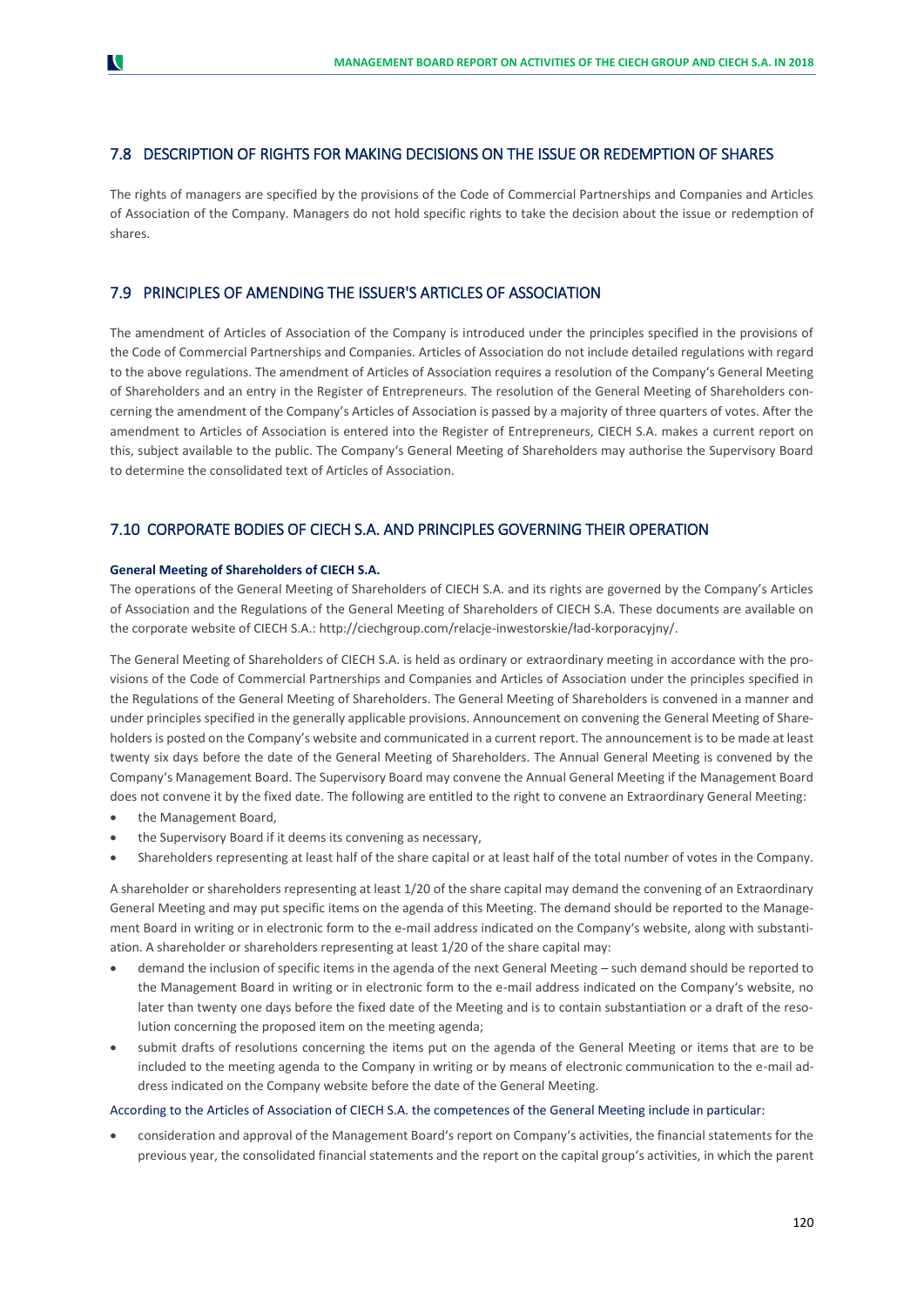## 7.8 DESCRIPTION OF RIGHTS FOR MAKING DECISIONS ON THE ISSUE OR REDEMPTION OF SHARES

The rights of managers are specified by the provisions of the Code of Commercial Partnerships and Companies and Articles of Association of the Company. Managers do not hold specific rights to take the decision about the issue or redemption of shares.

## 7.9 PRINCIPLES OF AMENDING THE ISSUER'S ARTICLES OF ASSOCIATION

The amendment of Articles of Association of the Company is introduced under the principles specified in the provisions of the Code of Commercial Partnerships and Companies. Articles of Association do not include detailed regulations with regard to the above regulations. The amendment of Articles of Association requires a resolution of the Company's General Meeting of Shareholders and an entry in the Register of Entrepreneurs. The resolution of the General Meeting of Shareholders concerning the amendment of the Company's Articles of Association is passed by a majority of three quarters of votes. After the amendment to Articles of Association is entered into the Register of Entrepreneurs, CIECH S.A. makes a current report on this, subject available to the public. The Company's General Meeting of Shareholders may authorise the Supervisory Board to determine the consolidated text of Articles of Association.

## 7.10 CORPORATE BODIES OF CIECH S.A. AND PRINCIPLES GOVERNING THEIR OPERATION

**General Meeting of Shareholders of CIECH S.A.**

The operations of the General Meeting of Shareholders of CIECH S.A. and its rights are governed by the Company's Articles of Association and the Regulations of the General Meeting of Shareholders of CIECH S.A. These documents are available on the corporate website of CIECH S.A.: http://ciechgroup.com/relacje-inwestorskie/ład-korporacyjny/.

The General Meeting of Shareholders of CIECH S.A. is held as ordinary or extraordinary meeting in accordance with the provisions of the Code of Commercial Partnerships and Companies and Articles of Association under the principles specified in the Regulations of the General Meeting of Shareholders. The General Meeting of Shareholders is convened in a manner and under principles specified in the generally applicable provisions. Announcement on convening the General Meeting of Shareholders is posted on the Company's website and communicated in a current report. The announcement is to be made at least twenty six days before the date of the General Meeting of Shareholders. The Annual General Meeting is convened by the Company's Management Board. The Supervisory Board may convene the Annual General Meeting if the Management Board does not convene it by the fixed date. The following are entitled to the right to convene an Extraordinary General Meeting:

- the Management Board,
- the Supervisory Board if it deems its convening as necessary,
- Shareholders representing at least half of the share capital or at least half of the total number of votes in the Company.

A shareholder or shareholders representing at least 1/20 of the share capital may demand the convening of an Extraordinary General Meeting and may put specific items on the agenda of this Meeting. The demand should be reported to the Management Board in writing or in electronic form to the e-mail address indicated on the Company's website, along with substantiation. A shareholder or shareholders representing at least 1/20 of the share capital may:

- demand the inclusion of specific items in the agenda of the next General Meeting – such demand should be reported to the Management Board in writing or in electronic form to the e-mail address indicated on the Company's website, no later than twenty one days before the fixed date of the Meeting and is to contain substantiation or a draft of the resolution concerning the proposed item on the meeting agenda;
- submit drafts of resolutions concerning the items put on the agenda of the General Meeting or items that are to be included to the meeting agenda to the Company in writing or by means of electronic communication to the e-mail address indicated on the Company website before the date of the General Meeting.

According to the Articles of Association of CIECH S.A. the competences of the General Meeting include in particular:

- consideration and approval of the Management Board's report on Company's activities, the financial statements for the previous year, the consolidated financial statements and the report on the capital group's activities, in which the parent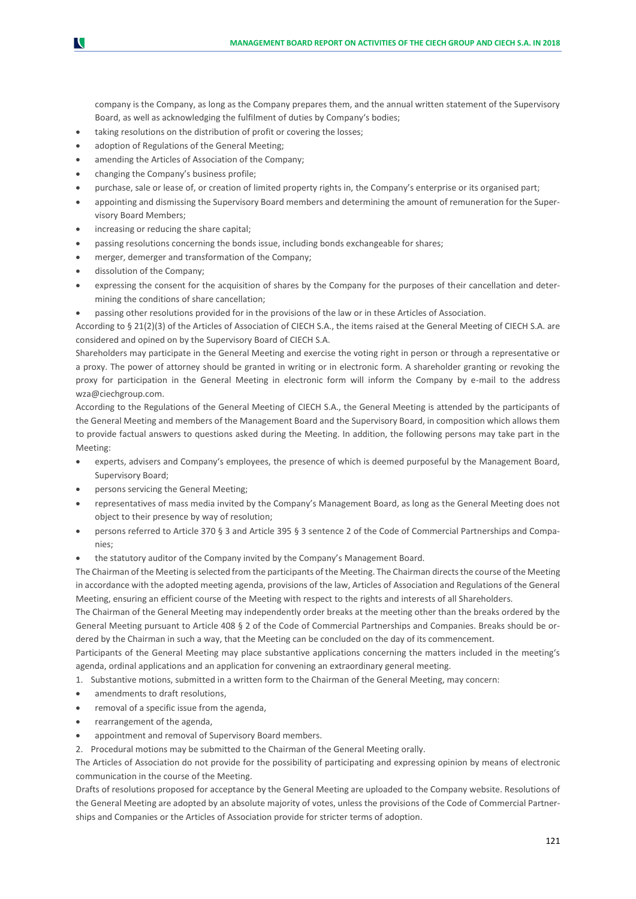company is the Company, as long as the Company prepares them, and the annual written statement of the Supervisory Board, as well as acknowledging the fulfilment of duties by Company's bodies;

- taking resolutions on the distribution of profit or covering the losses;
- adoption of Regulations of the General Meeting;
- amending the Articles of Association of the Company;
- changing the Company's business profile;
- purchase, sale or lease of, or creation of limited property rights in, the Company's enterprise or its organised part;
- appointing and dismissing the Supervisory Board members and determining the amount of remuneration for the Supervisory Board Members;
- increasing or reducing the share capital;
- passing resolutions concerning the bonds issue, including bonds exchangeable for shares;
- merger, demerger and transformation of the Company;
- dissolution of the Company;
- expressing the consent for the acquisition of shares by the Company for the purposes of their cancellation and determining the conditions of share cancellation;
- passing other resolutions provided for in the provisions of the law or in these Articles of Association.

According to § 21(2)(3) of the Articles of Association of CIECH S.A., the items raised at the General Meeting of CIECH S.A. are considered and opined on by the Supervisory Board of CIECH S.A.

Shareholders may participate in the General Meeting and exercise the voting right in person or through a representative or a proxy. The power of attorney should be granted in writing or in electronic form. A shareholder granting or revoking the proxy for participation in the General Meeting in electronic form will inform the Company by e-mail to the address wza@ciechgroup.com.

According to the Regulations of the General Meeting of CIECH S.A., the General Meeting is attended by the participants of the General Meeting and members of the Management Board and the Supervisory Board, in composition which allows them to provide factual answers to questions asked during the Meeting. In addition, the following persons may take part in the Meeting:

- experts, advisers and Company's employees, the presence of which is deemed purposeful by the Management Board, Supervisory Board;
- persons servicing the General Meeting;
- representatives of mass media invited by the Company's Management Board, as long as the General Meeting does not object to their presence by way of resolution;
- persons referred to Article 370 § 3 and Article 395 § 3 sentence 2 of the Code of Commercial Partnerships and Companies;
- the statutory auditor of the Company invited by the Company's Management Board.

The Chairman of the Meeting is selected from the participants of the Meeting. The Chairman directs the course of the Meeting in accordance with the adopted meeting agenda, provisions of the law, Articles of Association and Regulations of the General Meeting, ensuring an efficient course of the Meeting with respect to the rights and interests of all Shareholders.

The Chairman of the General Meeting may independently order breaks at the meeting other than the breaks ordered by the General Meeting pursuant to Article 408 § 2 of the Code of Commercial Partnerships and Companies. Breaks should be ordered by the Chairman in such a way, that the Meeting can be concluded on the day of its commencement.

Participants of the General Meeting may place substantive applications concerning the matters included in the meeting's agenda, ordinal applications and an application for convening an extraordinary general meeting.

1. Substantive motions, submitted in a written form to the Chairman of the General Meeting, may concern:

- amendments to draft resolutions,
- removal of a specific issue from the agenda,
- rearrangement of the agenda,
- appointment and removal of Supervisory Board members.

2. Procedural motions may be submitted to the Chairman of the General Meeting orally.

The Articles of Association do not provide for the possibility of participating and expressing opinion by means of electronic communication in the course of the Meeting.

Drafts of resolutions proposed for acceptance by the General Meeting are uploaded to the Company website. Resolutions of the General Meeting are adopted by an absolute majority of votes, unless the provisions of the Code of Commercial Partnerships and Companies or the Articles of Association provide for stricter terms of adoption.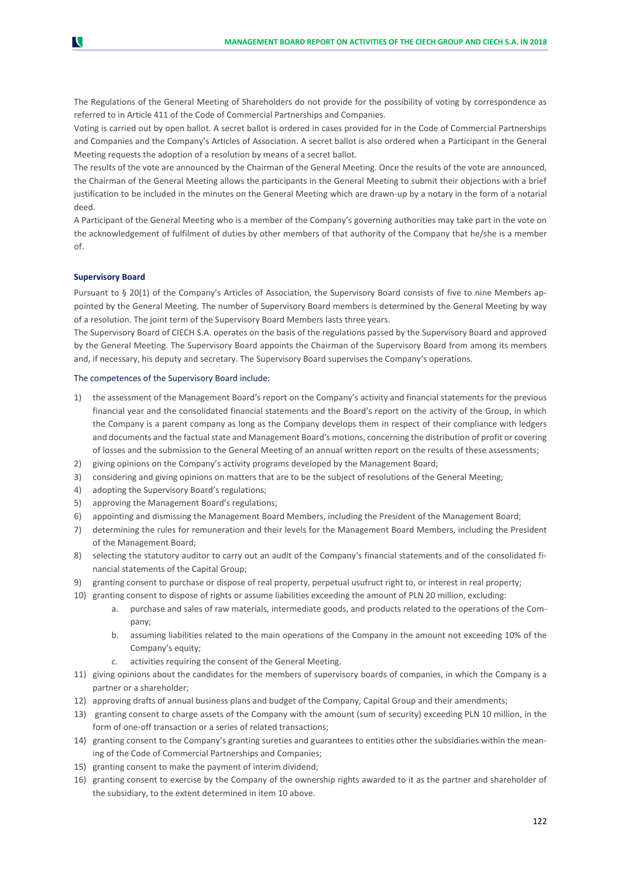The Regulations of the General Meeting of Shareholders do not provide for the possibility of voting by correspondence as referred to in Article 411 of the Code of Commercial Partnerships and Companies.

Voting is carried out by open ballot. A secret ballot is ordered in cases provided for in the Code of Commercial Partnerships and Companies and the Company's Articles of Association. A secret ballot is also ordered when a Participant in the General Meeting requests the adoption of a resolution by means of a secret ballot.

The results of the vote are announced by the Chairman of the General Meeting. Once the results of the vote are announced, the Chairman of the General Meeting allows the participants in the General Meeting to submit their objections with a brief justification to be included in the minutes on the General Meeting which are drawn-up by a notary in the form of a notarial deed.

A Participant of the General Meeting who is a member of the Company's governing authorities may take part in the vote on the acknowledgement of fulfilment of duties by other members of that authority of the Company that he/she is a member of.

**Supervisory Board**

Pursuant to § 20(1) of the Company's Articles of Association, the Supervisory Board consists of five to nine Members appointed by the General Meeting. The number of Supervisory Board members is determined by the General Meeting by way of a resolution. The joint term of the Supervisory Board Members lasts three years.

The Supervisory Board of CIECH S.A. operates on the basis of the regulations passed by the Supervisory Board and approved by the General Meeting. The Supervisory Board appoints the Chairman of the Supervisory Board from among its members and, if necessary, his deputy and secretary. The Supervisory Board supervises the Company's operations.

The competences of the Supervisory Board include:

1) the assessment of the Management Board's report on the Company's activity and financial statements for the previous financial year and the consolidated financial statements and the Board's report on the activity of the Group, in which the Company is a parent company as long as the Company develops them in respect of their compliance with ledgers and documents and the factual state and Management Board's motions, concerning the distribution of profit or covering of losses and the submission to the General Meeting of an annual written report on the results of these assessments;
2) giving opinions on the Company's activity programs developed by the Management Board;
3) considering and giving opinions on matters that are to be the subject of resolutions of the General Meeting;
4) adopting the Supervisory Board's regulations;
5) approving the Management Board's regulations;
6) appointing and dismissing the Management Board Members, including the President of the Management Board;
7) determining the rules for remuneration and their levels for the Management Board Members, including the President of the Management Board;
8) selecting the statutory auditor to carry out an audit of the Company's financial statements and of the consolidated financial statements of the Capital Group;
9) granting consent to purchase or dispose of real property, perpetual usufruct right to, or interest in real property;
10) granting consent to dispose of rights or assume liabilities exceeding the amount of PLN 20 million, excluding:
    a. purchase and sales of raw materials, intermediate goods, and products related to the operations of the Company;
    b. assuming liabilities related to the main operations of the Company in the amount not exceeding 10% of the Company's equity;
    c. activities requiring the consent of the General Meeting.
11) giving opinions about the candidates for the members of supervisory boards of companies, in which the Company is a partner or a shareholder;
12) approving drafts of annual business plans and budget of the Company, Capital Group and their amendments;
13) granting consent to charge assets of the Company with the amount (sum of security) exceeding PLN 10 million, in the form of one-off transaction or a series of related transactions;
14) granting consent to the Company's granting sureties and guarantees to entities other the subsidiaries within the meaning of the Code of Commercial Partnerships and Companies;
15) granting consent to make the payment of interim dividend;
16) granting consent to exercise by the Company of the ownership rights awarded to it as the partner and shareholder of the subsidiary, to the extent determined in item 10 above.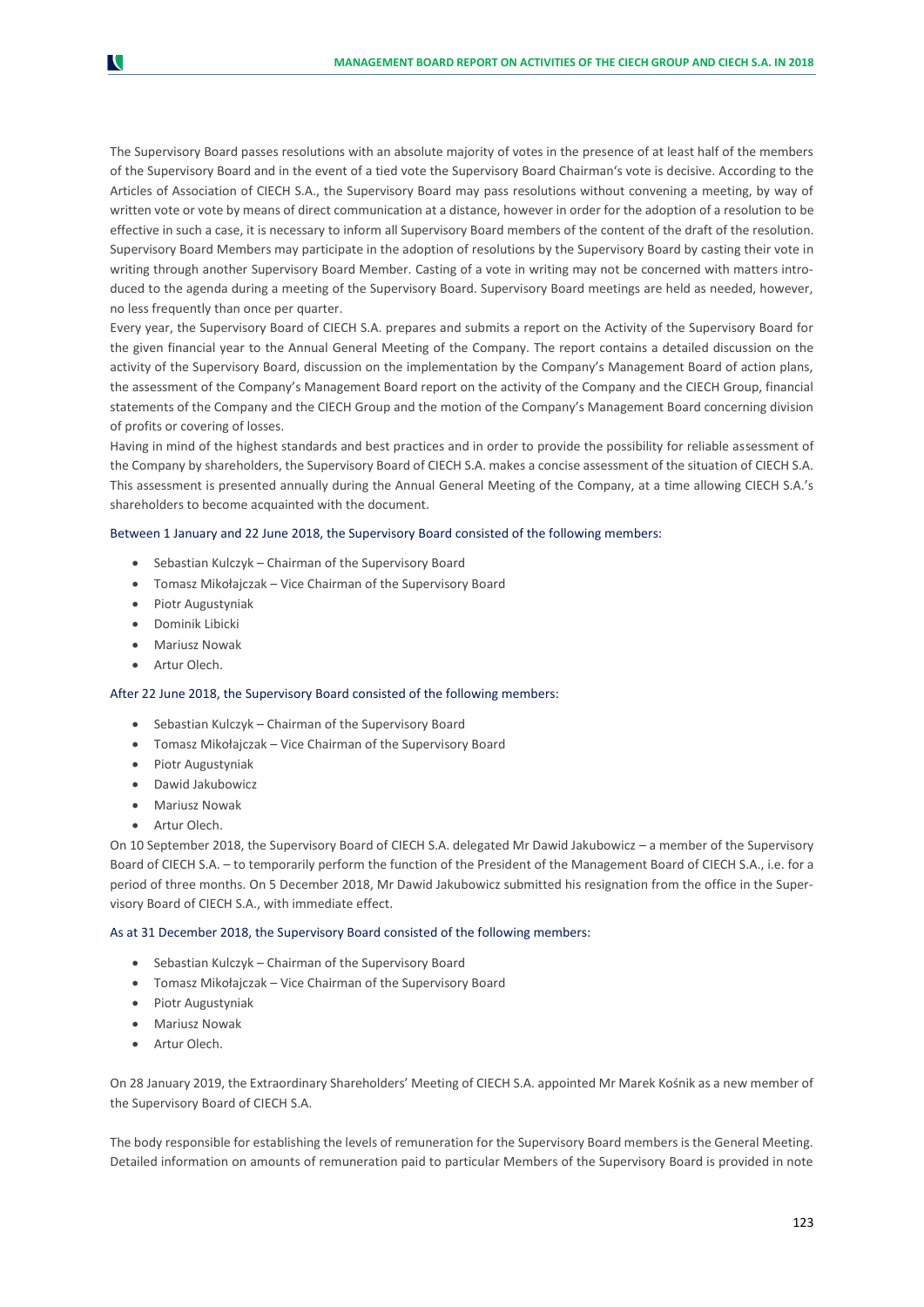The Supervisory Board passes resolutions with an absolute majority of votes in the presence of at least half of the members of the Supervisory Board and in the event of a tied vote the Supervisory Board Chairman's vote is decisive. According to the Articles of Association of CIECH S.A., the Supervisory Board may pass resolutions without convening a meeting, by way of written vote or vote by means of direct communication at a distance, however in order for the adoption of a resolution to be effective in such a case, it is necessary to inform all Supervisory Board members of the content of the draft of the resolution. Supervisory Board Members may participate in the adoption of resolutions by the Supervisory Board by casting their vote in writing through another Supervisory Board Member. Casting of a vote in writing may not be concerned with matters introduced to the agenda during a meeting of the Supervisory Board. Supervisory Board meetings are held as needed, however, no less frequently than once per quarter.

Every year, the Supervisory Board of CIECH S.A. prepares and submits a report on the Activity of the Supervisory Board for the given financial year to the Annual General Meeting of the Company. The report contains a detailed discussion on the activity of the Supervisory Board, discussion on the implementation by the Company's Management Board of action plans, the assessment of the Company's Management Board report on the activity of the Company and the CIECH Group, financial statements of the Company and the CIECH Group and the motion of the Company's Management Board concerning division of profits or covering of losses.

Having in mind of the highest standards and best practices and in order to provide the possibility for reliable assessment of the Company by shareholders, the Supervisory Board of CIECH S.A. makes a concise assessment of the situation of CIECH S.A. This assessment is presented annually during the Annual General Meeting of the Company, at a time allowing CIECH S.A.'s shareholders to become acquainted with the document.

Between 1 January and 22 June 2018, the Supervisory Board consisted of the following members:

- Sebastian Kulczyk – Chairman of the Supervisory Board
- Tomasz Mikołajczak – Vice Chairman of the Supervisory Board
- Piotr Augustyniak
- Dominik Libicki
- Mariusz Nowak
- Artur Olech.

After 22 June 2018, the Supervisory Board consisted of the following members:

- Sebastian Kulczyk – Chairman of the Supervisory Board
- Tomasz Mikołajczak – Vice Chairman of the Supervisory Board
- Piotr Augustyniak
- Dawid Jakubowicz
- Mariusz Nowak
- Artur Olech.

On 10 September 2018, the Supervisory Board of CIECH S.A. delegated Mr Dawid Jakubowicz – a member of the Supervisory Board of CIECH S.A. – to temporarily perform the function of the President of the Management Board of CIECH S.A., i.e. for a period of three months. On 5 December 2018, Mr Dawid Jakubowicz submitted his resignation from the office in the Supervisory Board of CIECH S.A., with immediate effect.

As at 31 December 2018, the Supervisory Board consisted of the following members:

- Sebastian Kulczyk – Chairman of the Supervisory Board
- Tomasz Mikołajczak – Vice Chairman of the Supervisory Board
- Piotr Augustyniak
- Mariusz Nowak
- Artur Olech.

On 28 January 2019, the Extraordinary Shareholders' Meeting of CIECH S.A. appointed Mr Marek Kośnik as a new member of the Supervisory Board of CIECH S.A.

The body responsible for establishing the levels of remuneration for the Supervisory Board members is the General Meeting. Detailed information on amounts of remuneration paid to particular Members of the Supervisory Board is provided in note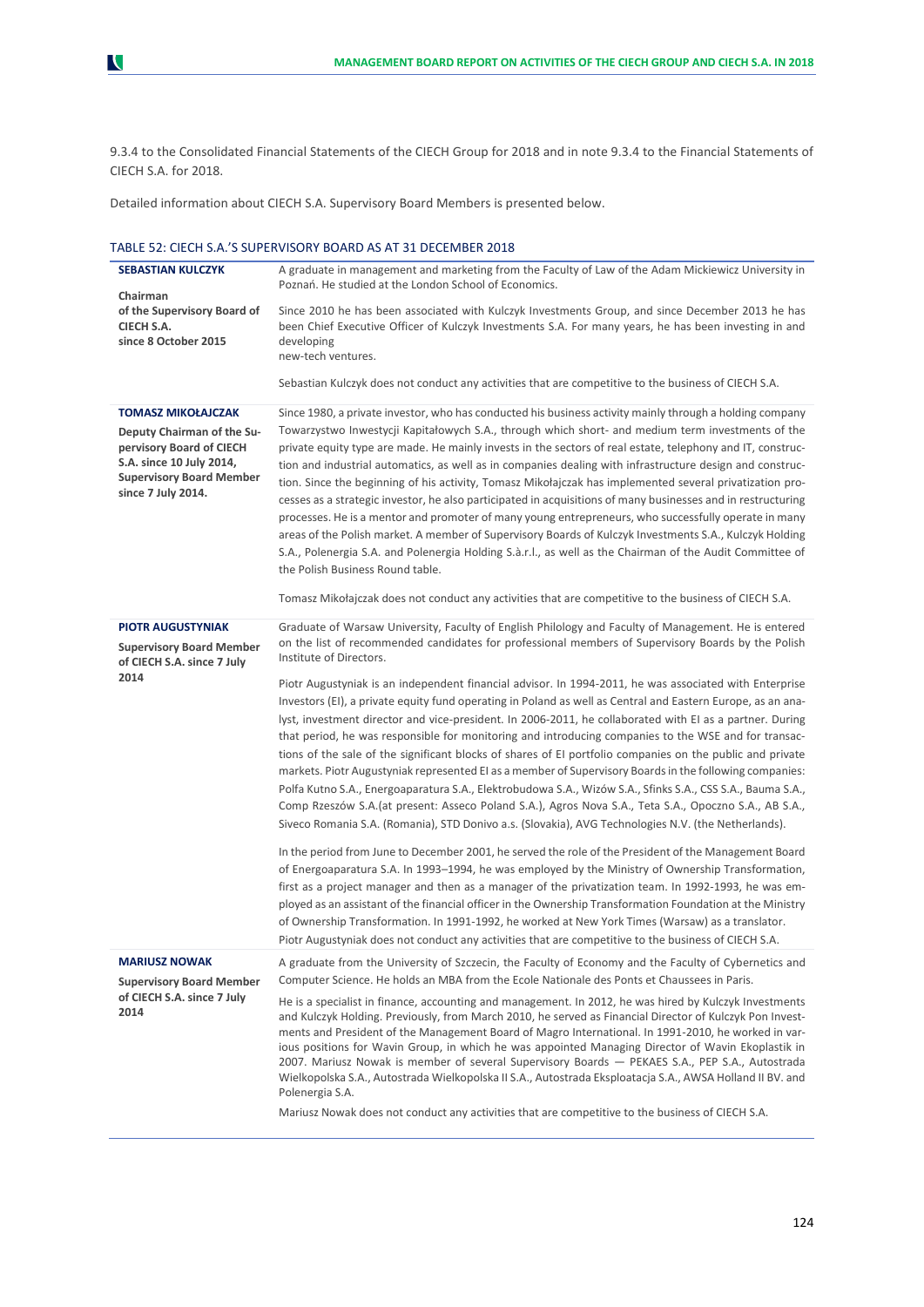9.3.4 to the Consolidated Financial Statements of the CIECH Group for 2018 and in note 9.3.4 to the Financial Statements of CIECH S.A. for 2018.

Detailed information about CIECH S.A. Supervisory Board Members is presented below.

TABLE 52: CIECH S.A.'S SUPERVISORY BOARD AS AT 31 DECEMBER 2018

| | |
|---|---|
| **SEBASTIAN KULCZYK**<br><br>**Chairman of the Supervisory Board of CIECH S.A. since 8 October 2015** | A graduate in management and marketing from the Faculty of Law of the Adam Mickiewicz University in Poznań. He studied at the London School of Economics.<br><br>Since 2010 he has been associated with Kulczyk Investments Group, and since December 2013 he has been Chief Executive Officer of Kulczyk Investments S.A. For many years, he has been investing in and developing new-tech ventures.<br><br>Sebastian Kulczyk does not conduct any activities that are competitive to the business of CIECH S.A. |
| **TOMASZ MIKOŁAJCZAK**<br><br>**Deputy Chairman of the Supervisory Board of CIECH S.A. since 10 July 2014, Supervisory Board Member since 7 July 2014.** | Since 1980, a private investor, who has conducted his business activity mainly through a holding company Towarzystwo Inwestycji Kapitałowych S.A., through which short- and medium term investments of the private equity type are made. He mainly invests in the sectors of real estate, telephony and IT, construction and industrial automatics, as well as in companies dealing with infrastructure design and construction. Since the beginning of his activity, Tomasz Mikołajczak has implemented several privatization processes as a strategic investor, he also participated in acquisitions of many businesses and in restructuring processes. He is a mentor and promoter of many young entrepreneurs, who successfully operate in many areas of the Polish market. A member of Supervisory Boards of Kulczyk Investments S.A., Kulczyk Holding S.A., Polenergia S.A. and Polenergia Holding S.à.r.l., as well as the Chairman of the Audit Committee of the Polish Business Round table.<br><br>Tomasz Mikołajczak does not conduct any activities that are competitive to the business of CIECH S.A. |
| **PIOTR AUGUSTYNIAK**<br><br>**Supervisory Board Member of CIECH S.A. since 7 July 2014** | Graduate of Warsaw University, Faculty of English Philology and Faculty of Management. He is entered on the list of recommended candidates for professional members of Supervisory Boards by the Polish Institute of Directors.<br><br>Piotr Augustyniak is an independent financial advisor. In 1994-2011, he was associated with Enterprise Investors (EI), a private equity fund operating in Poland as well as Central and Eastern Europe, as an analyst, investment director and vice-president. In 2006-2011, he collaborated with EI as a partner. During that period, he was responsible for monitoring and introducing companies to the WSE and for transactions of the sale of the significant blocks of shares of EI portfolio companies on the public and private markets. Piotr Augustyniak represented EI as a member of Supervisory Boards in the following companies: Polfa Kutno S.A., Energoaparatura S.A., Elektrobudowa S.A., Wizów S.A., Sfinks S.A., CSS S.A., Bauma S.A., Comp Rzeszów S.A.(at present: Asseco Poland S.A.), Agros Nova S.A., Teta S.A., Opoczno S.A., AB S.A., Siveco Romania S.A. (Romania), STD Donivo a.s. (Slovakia), AVG Technologies N.V. (the Netherlands).<br><br>In the period from June to December 2001, he served the role of the President of the Management Board of Energoaparatura S.A. In 1993–1994, he was employed by the Ministry of Ownership Transformation, first as a project manager and then as a manager of the privatization team. In 1992-1993, he was employed as an assistant of the financial officer in the Ownership Transformation Foundation at the Ministry of Ownership Transformation. In 1991-1992, he worked at New York Times (Warsaw) as a translator.<br>Piotr Augustyniak does not conduct any activities that are competitive to the business of CIECH S.A. |
| **MARIUSZ NOWAK**<br><br>**Supervisory Board Member of CIECH S.A. since 7 July 2014** | A graduate from the University of Szczecin, the Faculty of Economy and the Faculty of Cybernetics and Computer Science. He holds an MBA from the Ecole Nationale des Ponts et Chaussees in Paris.<br><br>He is a specialist in finance, accounting and management. In 2012, he was hired by Kulczyk Investments and Kulczyk Holding. Previously, from March 2010, he served as Financial Director of Kulczyk Pon Investments and President of the Management Board of Magro International. In 1991-2010, he worked in various positions for Wavin Group, in which he was appointed Managing Director of Wavin Ekoplastik in 2007. Mariusz Nowak is member of several Supervisory Boards — PEKAES S.A., PEP S.A., Autostrada Wielkopolska S.A., Autostrada Wielkopolska II S.A., Autostrada Eksploatacja S.A., AWSA Holland II BV. and Polenergia S.A.<br><br>Mariusz Nowak does not conduct any activities that are competitive to the business of CIECH S.A. |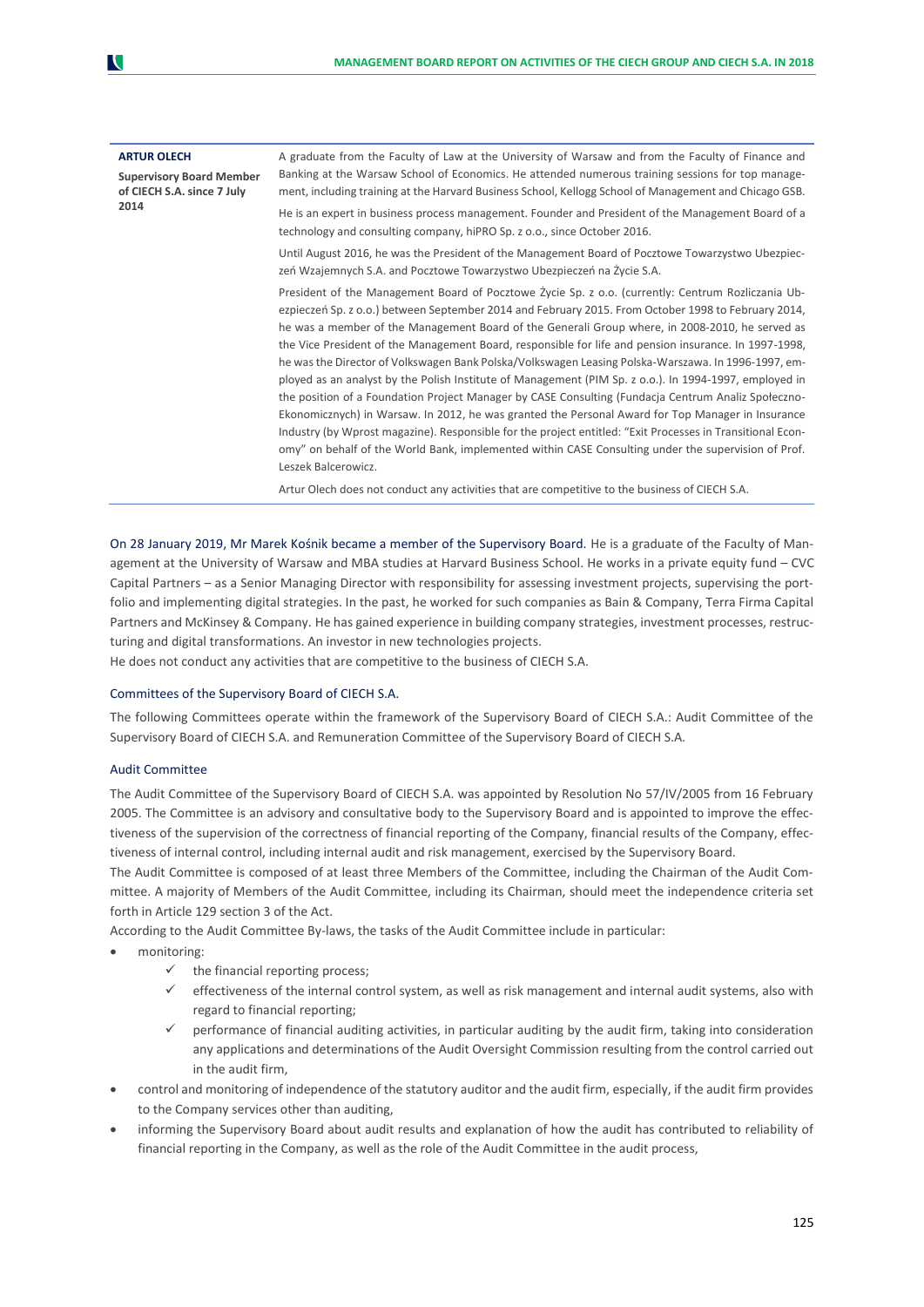| | |
|---|---|
| **ARTUR OLECH**<br><br>**Supervisory Board Member of CIECH S.A. since 7 July 2014** | A graduate from the Faculty of Law at the University of Warsaw and from the Faculty of Finance and Banking at the Warsaw School of Economics. He attended numerous training sessions for top management, including training at the Harvard Business School, Kellogg School of Management and Chicago GSB.<br><br>He is an expert in business process management. Founder and President of the Management Board of a technology and consulting company, hiPRO Sp. z o.o., since October 2016.<br><br>Until August 2016, he was the President of the Management Board of Pocztowe Towarzystwo Ubezpieczeń Wzajemnych S.A. and Pocztowe Towarzystwo Ubezpieczeń na Życie S.A.<br><br>President of the Management Board of Pocztowe Życie Sp. z o.o. (currently: Centrum Rozliczania Ubezpieczeń Sp. z o.o.) between September 2014 and February 2015. From October 1998 to February 2014, he was a member of the Management Board of the Generali Group where, in 2008-2010, he served as the Vice President of the Management Board, responsible for life and pension insurance. In 1997-1998, he was the Director of Volkswagen Bank Polska/Volkswagen Leasing Polska-Warszawa. In 1996-1997, employed as an analyst by the Polish Institute of Management (PIM Sp. z o.o.). In 1994-1997, employed in the position of a Foundation Project Manager by CASE Consulting (Fundacja Centrum Analiz Społeczno-Ekonomicznych) in Warsaw. In 2012, he was granted the Personal Award for Top Manager in Insurance Industry (by Wprost magazine). Responsible for the project entitled: "Exit Processes in Transitional Economy" on behalf of the World Bank, implemented within CASE Consulting under the supervision of Prof. Leszek Balcerowicz.<br><br>Artur Olech does not conduct any activities that are competitive to the business of CIECH S.A. |

On 28 January 2019, Mr Marek Kośnik became a member of the Supervisory Board. He is a graduate of the Faculty of Management at the University of Warsaw and MBA studies at Harvard Business School. He works in a private equity fund – CVC Capital Partners – as a Senior Managing Director with responsibility for assessing investment projects, supervising the portfolio and implementing digital strategies. In the past, he worked for such companies as Bain & Company, Terra Firma Capital Partners and McKinsey & Company. He has gained experience in building company strategies, investment processes, restructuring and digital transformations. An investor in new technologies projects.
He does not conduct any activities that are competitive to the business of CIECH S.A.

### Committees of the Supervisory Board of CIECH S.A.

The following Committees operate within the framework of the Supervisory Board of CIECH S.A.: Audit Committee of the Supervisory Board of CIECH S.A. and Remuneration Committee of the Supervisory Board of CIECH S.A.

#### Audit Committee

The Audit Committee of the Supervisory Board of CIECH S.A. was appointed by Resolution No 57/IV/2005 from 16 February 2005. The Committee is an advisory and consultative body to the Supervisory Board and is appointed to improve the effectiveness of the supervision of the correctness of financial reporting of the Company, financial results of the Company, effectiveness of internal control, including internal audit and risk management, exercised by the Supervisory Board.
The Audit Committee is composed of at least three Members of the Committee, including the Chairman of the Audit Committee. A majority of Members of the Audit Committee, including its Chairman, should meet the independence criteria set forth in Article 129 section 3 of the Act.
According to the Audit Committee By-laws, the tasks of the Audit Committee include in particular:

- monitoring:
  - ✓ the financial reporting process;
  - ✓ effectiveness of the internal control system, as well as risk management and internal audit systems, also with regard to financial reporting;
  - ✓ performance of financial auditing activities, in particular auditing by the audit firm, taking into consideration any applications and determinations of the Audit Oversight Commission resulting from the control carried out in the audit firm,
- control and monitoring of independence of the statutory auditor and the audit firm, especially, if the audit firm provides to the Company services other than auditing,
- informing the Supervisory Board about audit results and explanation of how the audit has contributed to reliability of financial reporting in the Company, as well as the role of the Audit Committee in the audit process,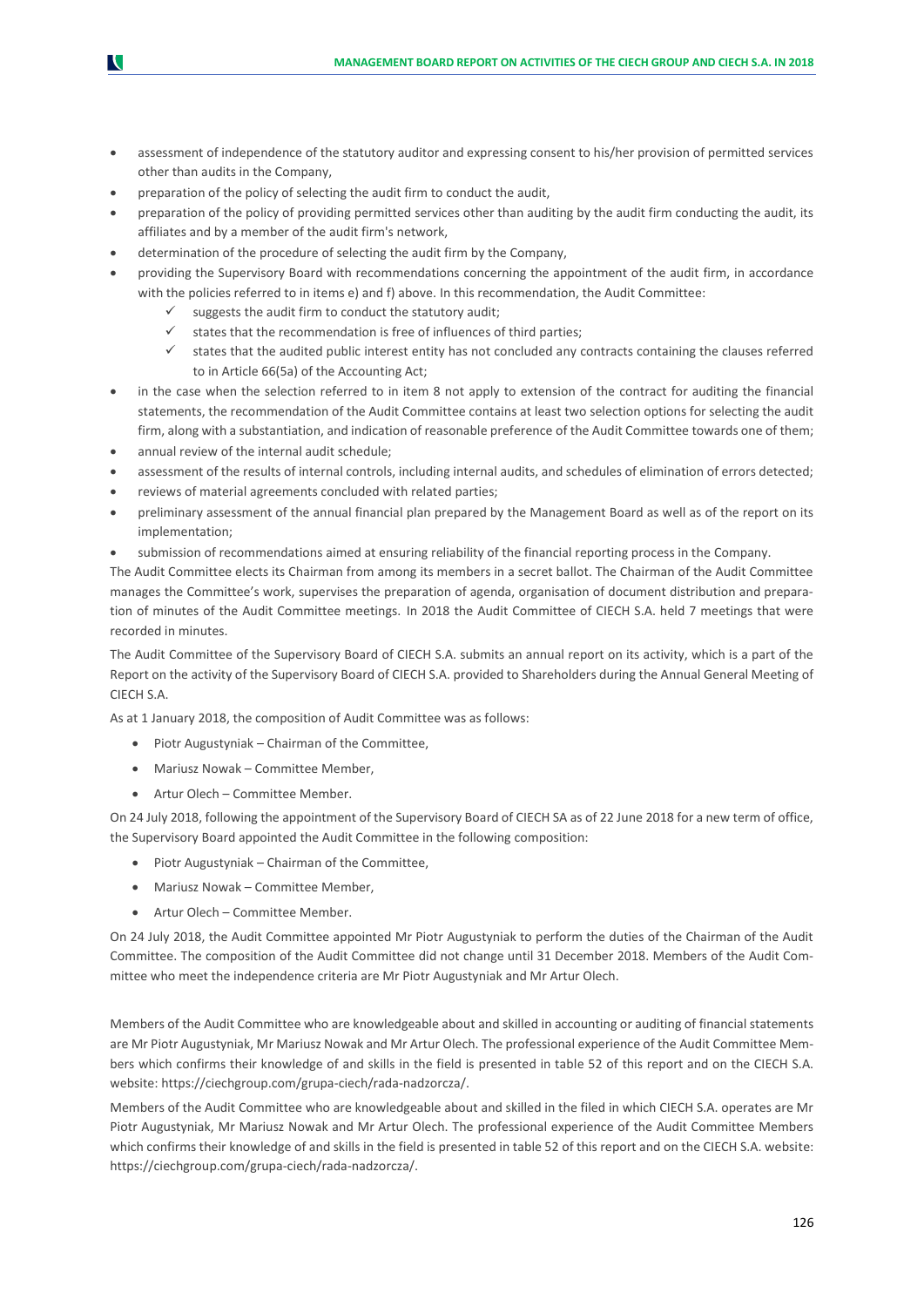- assessment of independence of the statutory auditor and expressing consent to his/her provision of permitted services other than audits in the Company,
- preparation of the policy of selecting the audit firm to conduct the audit,
- preparation of the policy of providing permitted services other than auditing by the audit firm conducting the audit, its affiliates and by a member of the audit firm's network,
- determination of the procedure of selecting the audit firm by the Company,
- providing the Supervisory Board with recommendations concerning the appointment of the audit firm, in accordance with the policies referred to in items e) and f) above. In this recommendation, the Audit Committee:
  - ✓ suggests the audit firm to conduct the statutory audit;
  - ✓ states that the recommendation is free of influences of third parties;
  - ✓ states that the audited public interest entity has not concluded any contracts containing the clauses referred to in Article 66(5a) of the Accounting Act;
- in the case when the selection referred to in item 8 not apply to extension of the contract for auditing the financial statements, the recommendation of the Audit Committee contains at least two selection options for selecting the audit firm, along with a substantiation, and indication of reasonable preference of the Audit Committee towards one of them;
- annual review of the internal audit schedule;
- assessment of the results of internal controls, including internal audits, and schedules of elimination of errors detected;
- reviews of material agreements concluded with related parties;
- preliminary assessment of the annual financial plan prepared by the Management Board as well as of the report on its implementation;
- submission of recommendations aimed at ensuring reliability of the financial reporting process in the Company.

The Audit Committee elects its Chairman from among its members in a secret ballot. The Chairman of the Audit Committee manages the Committee's work, supervises the preparation of agenda, organisation of document distribution and preparation of minutes of the Audit Committee meetings. In 2018 the Audit Committee of CIECH S.A. held 7 meetings that were recorded in minutes.

The Audit Committee of the Supervisory Board of CIECH S.A. submits an annual report on its activity, which is a part of the Report on the activity of the Supervisory Board of CIECH S.A. provided to Shareholders during the Annual General Meeting of CIECH S.A.

As at 1 January 2018, the composition of Audit Committee was as follows:

- Piotr Augustyniak – Chairman of the Committee,
- Mariusz Nowak – Committee Member,
- Artur Olech – Committee Member.

On 24 July 2018, following the appointment of the Supervisory Board of CIECH SA as of 22 June 2018 for a new term of office, the Supervisory Board appointed the Audit Committee in the following composition:

- Piotr Augustyniak – Chairman of the Committee,
- Mariusz Nowak – Committee Member,
- Artur Olech – Committee Member.

On 24 July 2018, the Audit Committee appointed Mr Piotr Augustyniak to perform the duties of the Chairman of the Audit Committee. The composition of the Audit Committee did not change until 31 December 2018. Members of the Audit Committee who meet the independence criteria are Mr Piotr Augustyniak and Mr Artur Olech.

Members of the Audit Committee who are knowledgeable about and skilled in accounting or auditing of financial statements are Mr Piotr Augustyniak, Mr Mariusz Nowak and Mr Artur Olech. The professional experience of the Audit Committee Members which confirms their knowledge of and skills in the field is presented in table 52 of this report and on the CIECH S.A. website: https://ciechgroup.com/grupa-ciech/rada-nadzorcza/.

Members of the Audit Committee who are knowledgeable about and skilled in the filed in which CIECH S.A. operates are Mr Piotr Augustyniak, Mr Mariusz Nowak and Mr Artur Olech. The professional experience of the Audit Committee Members which confirms their knowledge of and skills in the field is presented in table 52 of this report and on the CIECH S.A. website: https://ciechgroup.com/grupa-ciech/rada-nadzorcza/.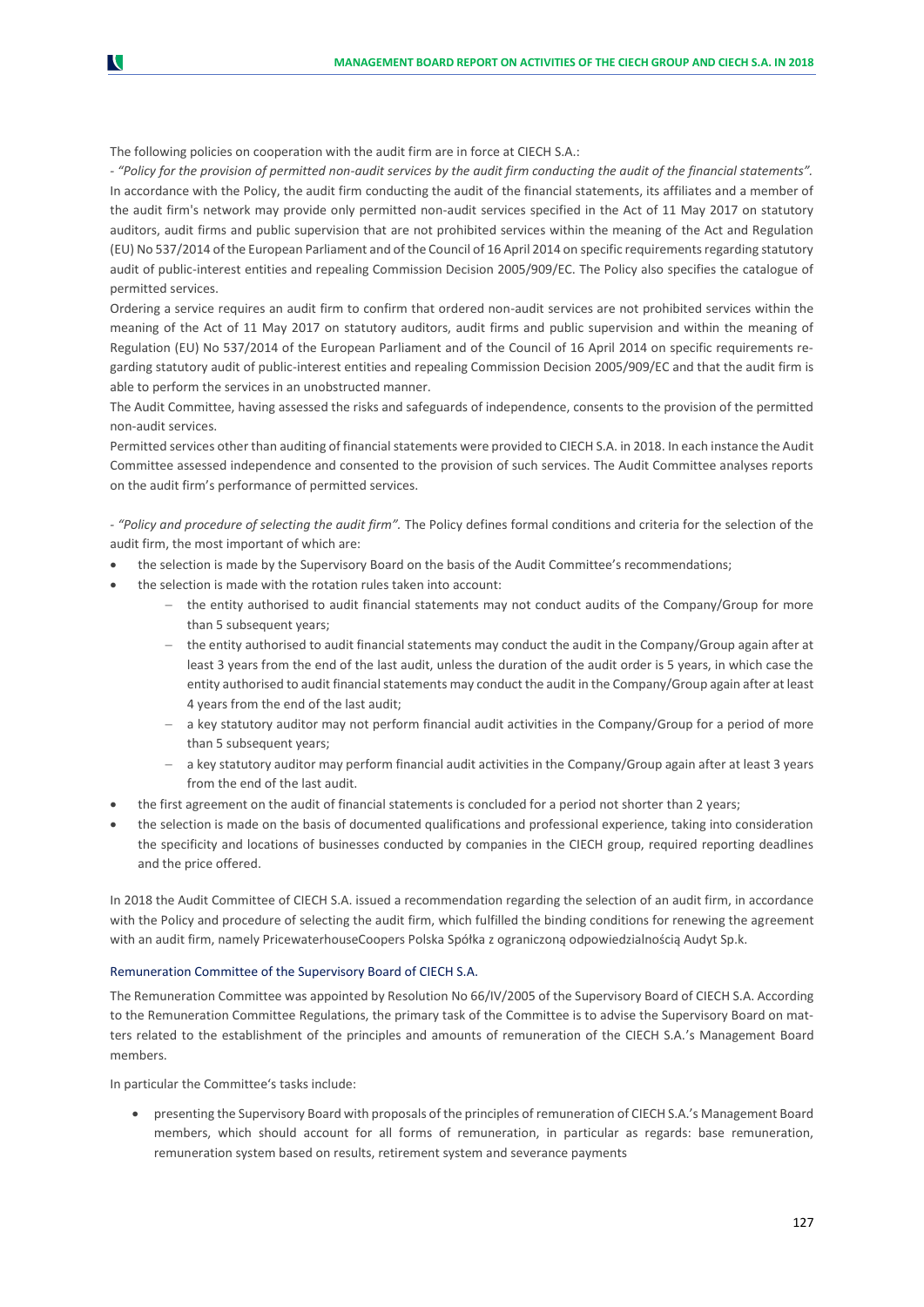The following policies on cooperation with the audit firm are in force at CIECH S.A.:

- *"Policy for the provision of permitted non-audit services by the audit firm conducting the audit of the financial statements".* In accordance with the Policy, the audit firm conducting the audit of the financial statements, its affiliates and a member of the audit firm's network may provide only permitted non-audit services specified in the Act of 11 May 2017 on statutory auditors, audit firms and public supervision that are not prohibited services within the meaning of the Act and Regulation (EU) No 537/2014 of the European Parliament and of the Council of 16 April 2014 on specific requirements regarding statutory audit of public-interest entities and repealing Commission Decision 2005/909/EC. The Policy also specifies the catalogue of permitted services.

Ordering a service requires an audit firm to confirm that ordered non-audit services are not prohibited services within the meaning of the Act of 11 May 2017 on statutory auditors, audit firms and public supervision and within the meaning of Regulation (EU) No 537/2014 of the European Parliament and of the Council of 16 April 2014 on specific requirements regarding statutory audit of public-interest entities and repealing Commission Decision 2005/909/EC and that the audit firm is able to perform the services in an unobstructed manner.

The Audit Committee, having assessed the risks and safeguards of independence, consents to the provision of the permitted non-audit services.

Permitted services other than auditing of financial statements were provided to CIECH S.A. in 2018. In each instance the Audit Committee assessed independence and consented to the provision of such services. The Audit Committee analyses reports on the audit firm's performance of permitted services.

- *"Policy and procedure of selecting the audit firm".* The Policy defines formal conditions and criteria for the selection of the audit firm, the most important of which are:

- the selection is made by the Supervisory Board on the basis of the Audit Committee's recommendations;
- the selection is made with the rotation rules taken into account:
  - the entity authorised to audit financial statements may not conduct audits of the Company/Group for more than 5 subsequent years;
  - the entity authorised to audit financial statements may conduct the audit in the Company/Group again after at least 3 years from the end of the last audit, unless the duration of the audit order is 5 years, in which case the entity authorised to audit financial statements may conduct the audit in the Company/Group again after at least 4 years from the end of the last audit;
  - a key statutory auditor may not perform financial audit activities in the Company/Group for a period of more than 5 subsequent years;
  - a key statutory auditor may perform financial audit activities in the Company/Group again after at least 3 years from the end of the last audit.
- the first agreement on the audit of financial statements is concluded for a period not shorter than 2 years;
- the selection is made on the basis of documented qualifications and professional experience, taking into consideration the specificity and locations of businesses conducted by companies in the CIECH group, required reporting deadlines and the price offered.

In 2018 the Audit Committee of CIECH S.A. issued a recommendation regarding the selection of an audit firm, in accordance with the Policy and procedure of selecting the audit firm, which fulfilled the binding conditions for renewing the agreement with an audit firm, namely PricewaterhouseCoopers Polska Spółka z ograniczoną odpowiedzialnością Audyt Sp.k.

### Remuneration Committee of the Supervisory Board of CIECH S.A.

The Remuneration Committee was appointed by Resolution No 66/IV/2005 of the Supervisory Board of CIECH S.A. According to the Remuneration Committee Regulations, the primary task of the Committee is to advise the Supervisory Board on matters related to the establishment of the principles and amounts of remuneration of the CIECH S.A.'s Management Board members.

In particular the Committee's tasks include:

- presenting the Supervisory Board with proposals of the principles of remuneration of CIECH S.A.'s Management Board members, which should account for all forms of remuneration, in particular as regards: base remuneration, remuneration system based on results, retirement system and severance payments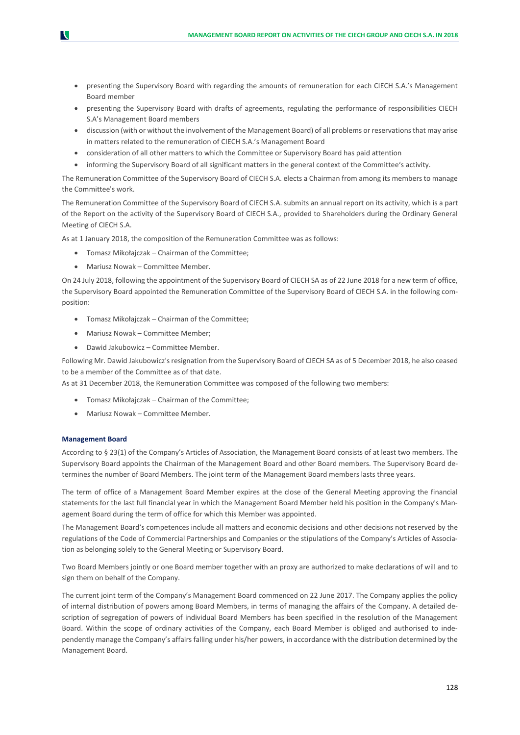- presenting the Supervisory Board with regarding the amounts of remuneration for each CIECH S.A.'s Management Board member
- presenting the Supervisory Board with drafts of agreements, regulating the performance of responsibilities CIECH S.A's Management Board members
- discussion (with or without the involvement of the Management Board) of all problems or reservations that may arise in matters related to the remuneration of CIECH S.A.'s Management Board
- consideration of all other matters to which the Committee or Supervisory Board has paid attention
- informing the Supervisory Board of all significant matters in the general context of the Committee's activity.

The Remuneration Committee of the Supervisory Board of CIECH S.A. elects a Chairman from among its members to manage the Committee's work.

The Remuneration Committee of the Supervisory Board of CIECH S.A. submits an annual report on its activity, which is a part of the Report on the activity of the Supervisory Board of CIECH S.A., provided to Shareholders during the Ordinary General Meeting of CIECH S.A.

As at 1 January 2018, the composition of the Remuneration Committee was as follows:

- Tomasz Mikołajczak – Chairman of the Committee;
- Mariusz Nowak – Committee Member.

On 24 July 2018, following the appointment of the Supervisory Board of CIECH SA as of 22 June 2018 for a new term of office, the Supervisory Board appointed the Remuneration Committee of the Supervisory Board of CIECH S.A. in the following composition:

- Tomasz Mikołajczak – Chairman of the Committee;
- Mariusz Nowak – Committee Member;
- Dawid Jakubowicz – Committee Member.

Following Mr. Dawid Jakubowicz's resignation from the Supervisory Board of CIECH SA as of 5 December 2018, he also ceased to be a member of the Committee as of that date.

As at 31 December 2018, the Remuneration Committee was composed of the following two members:

- Tomasz Mikołajczak – Chairman of the Committee;
- Mariusz Nowak – Committee Member.

#### Management Board

According to § 23(1) of the Company's Articles of Association, the Management Board consists of at least two members. The Supervisory Board appoints the Chairman of the Management Board and other Board members. The Supervisory Board determines the number of Board Members. The joint term of the Management Board members lasts three years.

The term of office of a Management Board Member expires at the close of the General Meeting approving the financial statements for the last full financial year in which the Management Board Member held his position in the Company's Management Board during the term of office for which this Member was appointed.

The Management Board's competences include all matters and economic decisions and other decisions not reserved by the regulations of the Code of Commercial Partnerships and Companies or the stipulations of the Company's Articles of Association as belonging solely to the General Meeting or Supervisory Board.

Two Board Members jointly or one Board member together with an proxy are authorized to make declarations of will and to sign them on behalf of the Company.

The current joint term of the Company's Management Board commenced on 22 June 2017. The Company applies the policy of internal distribution of powers among Board Members, in terms of managing the affairs of the Company. A detailed description of segregation of powers of individual Board Members has been specified in the resolution of the Management Board. Within the scope of ordinary activities of the Company, each Board Member is obliged and authorised to independently manage the Company's affairs falling under his/her powers, in accordance with the distribution determined by the Management Board.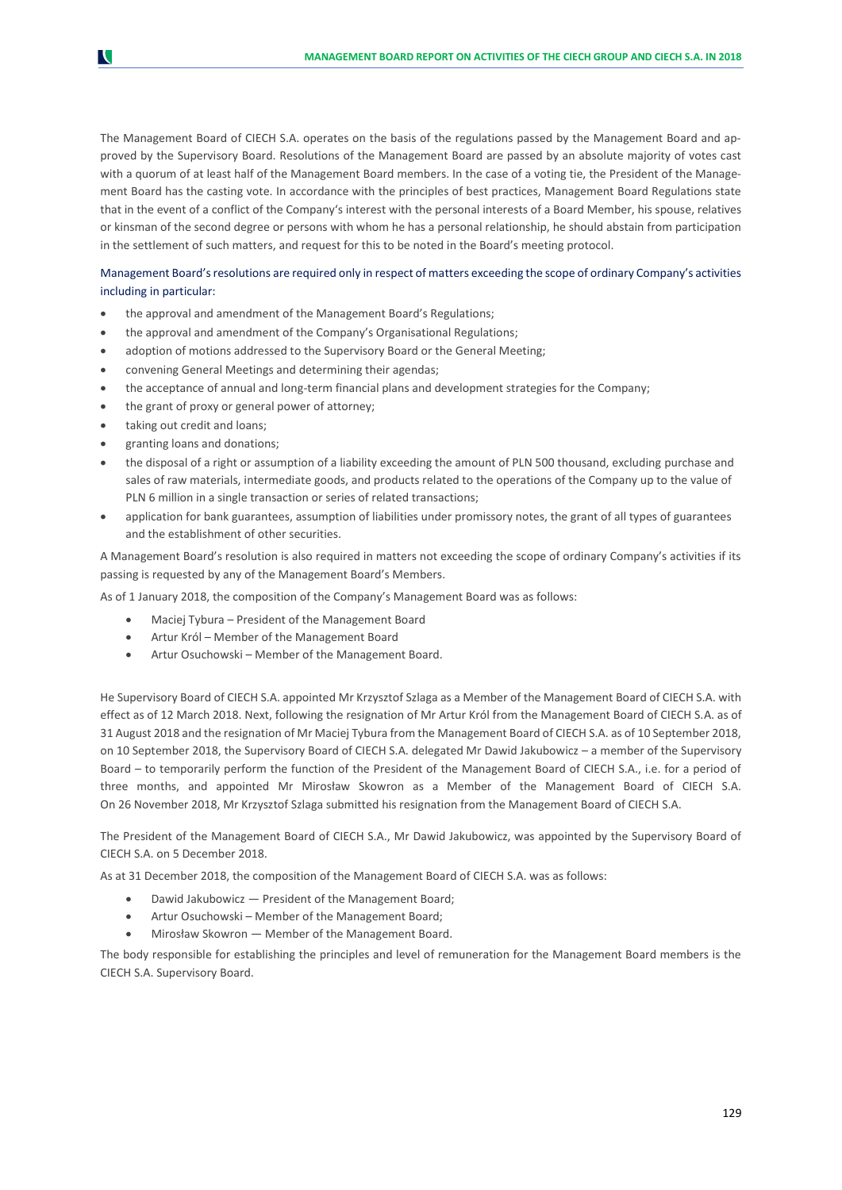The Management Board of CIECH S.A. operates on the basis of the regulations passed by the Management Board and approved by the Supervisory Board. Resolutions of the Management Board are passed by an absolute majority of votes cast with a quorum of at least half of the Management Board members. In the case of a voting tie, the President of the Management Board has the casting vote. In accordance with the principles of best practices, Management Board Regulations state that in the event of a conflict of the Company's interest with the personal interests of a Board Member, his spouse, relatives or kinsman of the second degree or persons with whom he has a personal relationship, he should abstain from participation in the settlement of such matters, and request for this to be noted in the Board's meeting protocol.

Management Board's resolutions are required only in respect of matters exceeding the scope of ordinary Company's activities including in particular:

- the approval and amendment of the Management Board's Regulations;
- the approval and amendment of the Company's Organisational Regulations;
- adoption of motions addressed to the Supervisory Board or the General Meeting;
- convening General Meetings and determining their agendas;
- the acceptance of annual and long-term financial plans and development strategies for the Company;
- the grant of proxy or general power of attorney;
- taking out credit and loans;
- granting loans and donations;
- the disposal of a right or assumption of a liability exceeding the amount of PLN 500 thousand, excluding purchase and sales of raw materials, intermediate goods, and products related to the operations of the Company up to the value of PLN 6 million in a single transaction or series of related transactions;
- application for bank guarantees, assumption of liabilities under promissory notes, the grant of all types of guarantees and the establishment of other securities.

A Management Board's resolution is also required in matters not exceeding the scope of ordinary Company's activities if its passing is requested by any of the Management Board's Members.

As of 1 January 2018, the composition of the Company's Management Board was as follows:

- Maciej Tybura – President of the Management Board
- Artur Król – Member of the Management Board
- Artur Osuchowski – Member of the Management Board.

He Supervisory Board of CIECH S.A. appointed Mr Krzysztof Szlaga as a Member of the Management Board of CIECH S.A. with effect as of 12 March 2018. Next, following the resignation of Mr Artur Król from the Management Board of CIECH S.A. as of 31 August 2018 and the resignation of Mr Maciej Tybura from the Management Board of CIECH S.A. as of 10 September 2018, on 10 September 2018, the Supervisory Board of CIECH S.A. delegated Mr Dawid Jakubowicz – a member of the Supervisory Board – to temporarily perform the function of the President of the Management Board of CIECH S.A., i.e. for a period of three months, and appointed Mr Mirosław Skowron as a Member of the Management Board of CIECH S.A. On 26 November 2018, Mr Krzysztof Szlaga submitted his resignation from the Management Board of CIECH S.A.

The President of the Management Board of CIECH S.A., Mr Dawid Jakubowicz, was appointed by the Supervisory Board of CIECH S.A. on 5 December 2018.

As at 31 December 2018, the composition of the Management Board of CIECH S.A. was as follows:

- Dawid Jakubowicz — President of the Management Board;
- Artur Osuchowski – Member of the Management Board;
- Mirosław Skowron — Member of the Management Board.

The body responsible for establishing the principles and level of remuneration for the Management Board members is the CIECH S.A. Supervisory Board.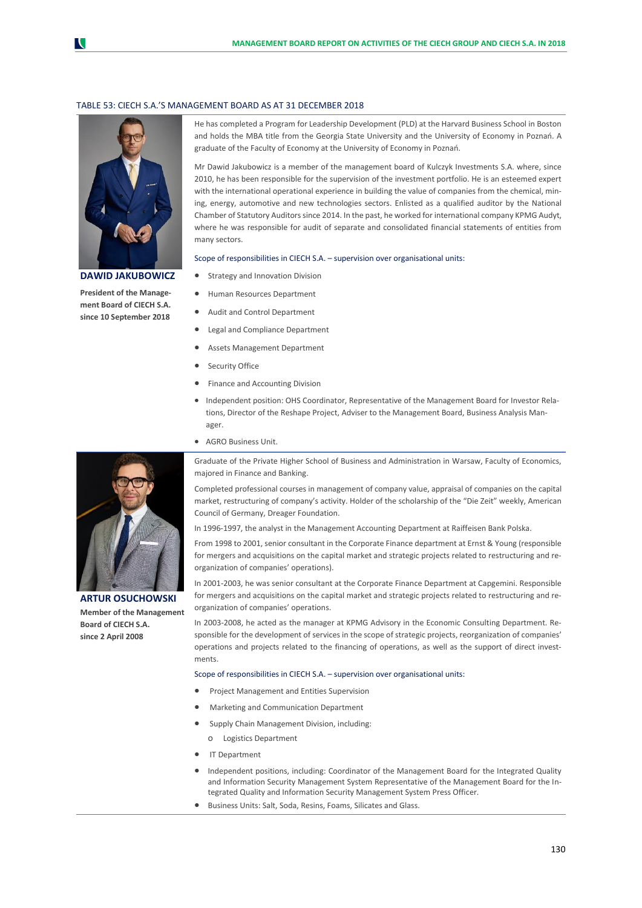TABLE 53: CIECH S.A.'S MANAGEMENT BOARD AS AT 31 DECEMBER 2018

**DAWID JAKUBOWICZ**

**President of the Management Board of CIECH S.A. since 10 September 2018**

He has completed a Program for Leadership Development (PLD) at the Harvard Business School in Boston and holds the MBA title from the Georgia State University and the University of Economy in Poznań. A graduate of the Faculty of Economy at the University of Economy in Poznań.

Mr Dawid Jakubowicz is a member of the management board of Kulczyk Investments S.A. where, since 2010, he has been responsible for the supervision of the investment portfolio. He is an esteemed expert with the international operational experience in building the value of companies from the chemical, mining, energy, automotive and new technologies sectors. Enlisted as a qualified auditor by the National Chamber of Statutory Auditors since 2014. In the past, he worked for international company KPMG Audyt, where he was responsible for audit of separate and consolidated financial statements of entities from many sectors.

Scope of responsibilities in CIECH S.A. – supervision over organisational units:

- Strategy and Innovation Division
- Human Resources Department
- Audit and Control Department
- Legal and Compliance Department
- Assets Management Department
- Security Office
- Finance and Accounting Division
- Independent position: OHS Coordinator, Representative of the Management Board for Investor Relations, Director of the Reshape Project, Adviser to the Management Board, Business Analysis Manager.
- AGRO Business Unit.

**ARTUR OSUCHOWSKI**

**Member of the Management Board of CIECH S.A. since 2 April 2008**

Graduate of the Private Higher School of Business and Administration in Warsaw, Faculty of Economics, majored in Finance and Banking.

Completed professional courses in management of company value, appraisal of companies on the capital market, restructuring of company's activity. Holder of the scholarship of the "Die Zeit" weekly, American Council of Germany, Dreager Foundation.

In 1996-1997, the analyst in the Management Accounting Department at Raiffeisen Bank Polska.

From 1998 to 2001, senior consultant in the Corporate Finance department at Ernst & Young (responsible for mergers and acquisitions on the capital market and strategic projects related to restructuring and reorganization of companies' operations).

In 2001-2003, he was senior consultant at the Corporate Finance Department at Capgemini. Responsible for mergers and acquisitions on the capital market and strategic projects related to restructuring and reorganization of companies' operations.

In 2003-2008, he acted as the manager at KPMG Advisory in the Economic Consulting Department. Responsible for the development of services in the scope of strategic projects, reorganization of companies' operations and projects related to the financing of operations, as well as the support of direct investments.

Scope of responsibilities in CIECH S.A. – supervision over organisational units:

- Project Management and Entities Supervision
- Marketing and Communication Department
- Supply Chain Management Division, including:
  - Logistics Department
- IT Department
- Independent positions, including: Coordinator of the Management Board for the Integrated Quality and Information Security Management System Representative of the Management Board for the Integrated Quality and Information Security Management System Press Officer.
- Business Units: Salt, Soda, Resins, Foams, Silicates and Glass.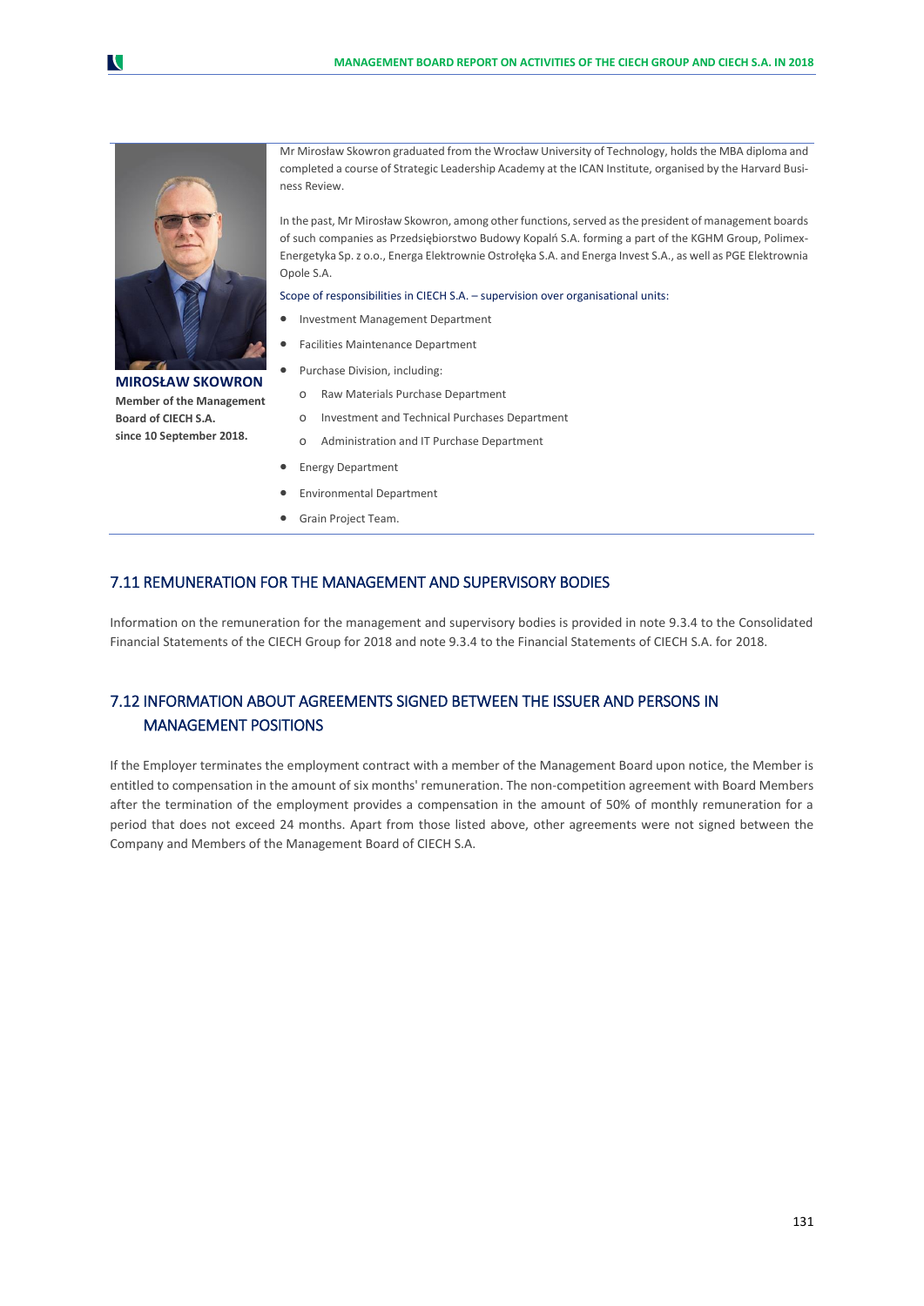**MIROSŁAW SKOWRON**
**Member of the Management Board of CIECH S.A. since 10 September 2018.**

Mr Mirosław Skowron graduated from the Wrocław University of Technology, holds the MBA diploma and completed a course of Strategic Leadership Academy at the ICAN Institute, organised by the Harvard Business Review.

In the past, Mr Mirosław Skowron, among other functions, served as the president of management boards of such companies as Przedsiębiorstwo Budowy Kopalń S.A. forming a part of the KGHM Group, Polimex-Energetyka Sp. z o.o., Energa Elektrownie Ostrołęka S.A. and Energa Invest S.A., as well as PGE Elektrownia Opole S.A.

Scope of responsibilities in CIECH S.A. – supervision over organisational units:

- Investment Management Department
- Facilities Maintenance Department
- Purchase Division, including:
  - Raw Materials Purchase Department
  - Investment and Technical Purchases Department
  - Administration and IT Purchase Department
- Energy Department
- Environmental Department
- Grain Project Team.

## 7.11 REMUNERATION FOR THE MANAGEMENT AND SUPERVISORY BODIES

Information on the remuneration for the management and supervisory bodies is provided in note 9.3.4 to the Consolidated Financial Statements of the CIECH Group for 2018 and note 9.3.4 to the Financial Statements of CIECH S.A. for 2018.

## 7.12 INFORMATION ABOUT AGREEMENTS SIGNED BETWEEN THE ISSUER AND PERSONS IN MANAGEMENT POSITIONS

If the Employer terminates the employment contract with a member of the Management Board upon notice, the Member is entitled to compensation in the amount of six months' remuneration. The non-competition agreement with Board Members after the termination of the employment provides a compensation in the amount of 50% of monthly remuneration for a period that does not exceed 24 months. Apart from those listed above, other agreements were not signed between the Company and Members of the Management Board of CIECH S.A.